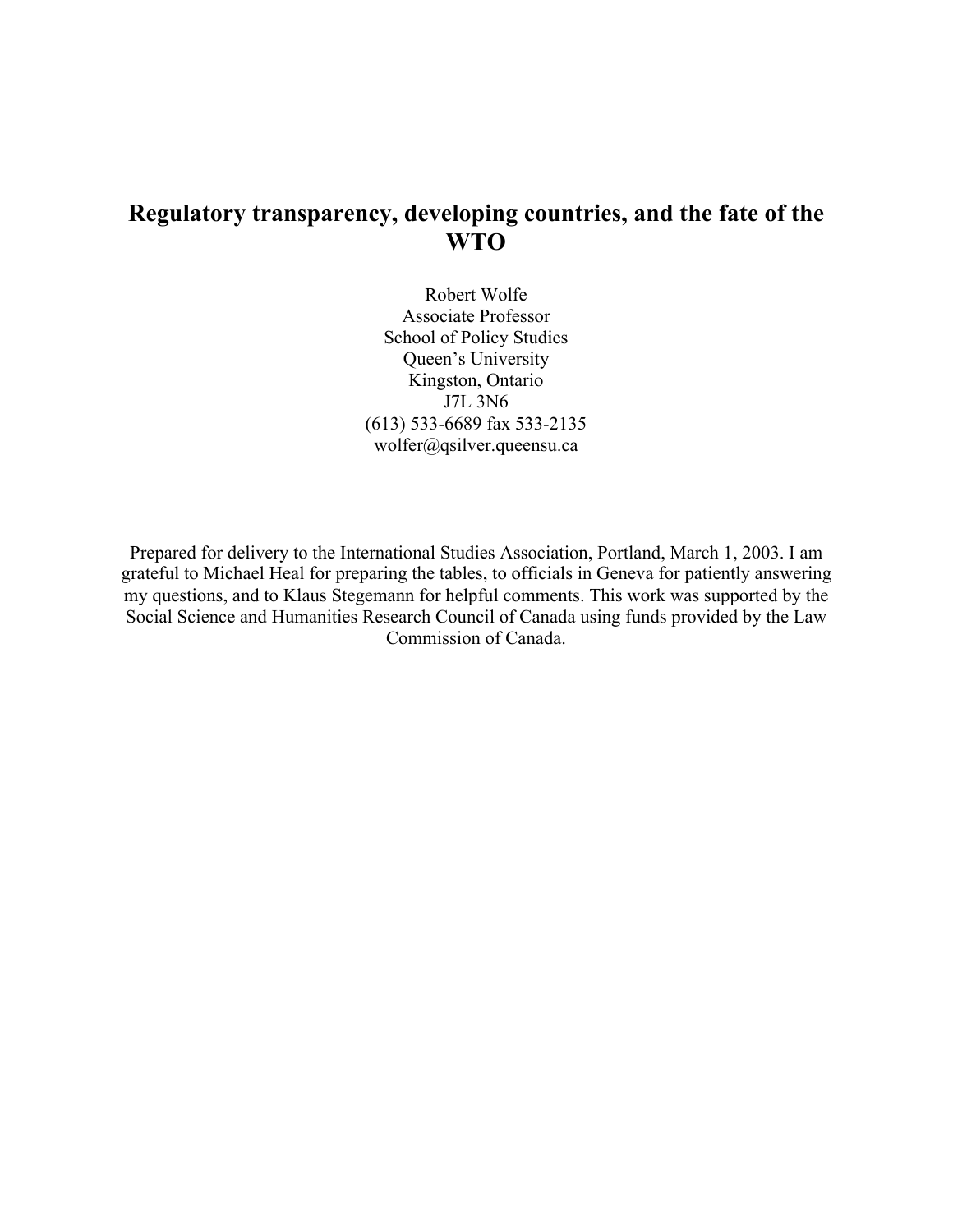# Regulatory transparency, developing countries, and the fate of the WTO

Robert Wolfe
Associate Professor
School of Policy Studies
Queen's University
Kingston, Ontario
J7L 3N6
(613) 533-6689 fax 533-2135
wolfer@qsilver.queensu.ca

Prepared for delivery to the International Studies Association, Portland, March 1, 2003. I am grateful to Michael Heal for preparing the tables, to officials in Geneva for patiently answering my questions, and to Klaus Stegemann for helpful comments. This work was supported by the Social Science and Humanities Research Council of Canada using funds provided by the Law Commission of Canada.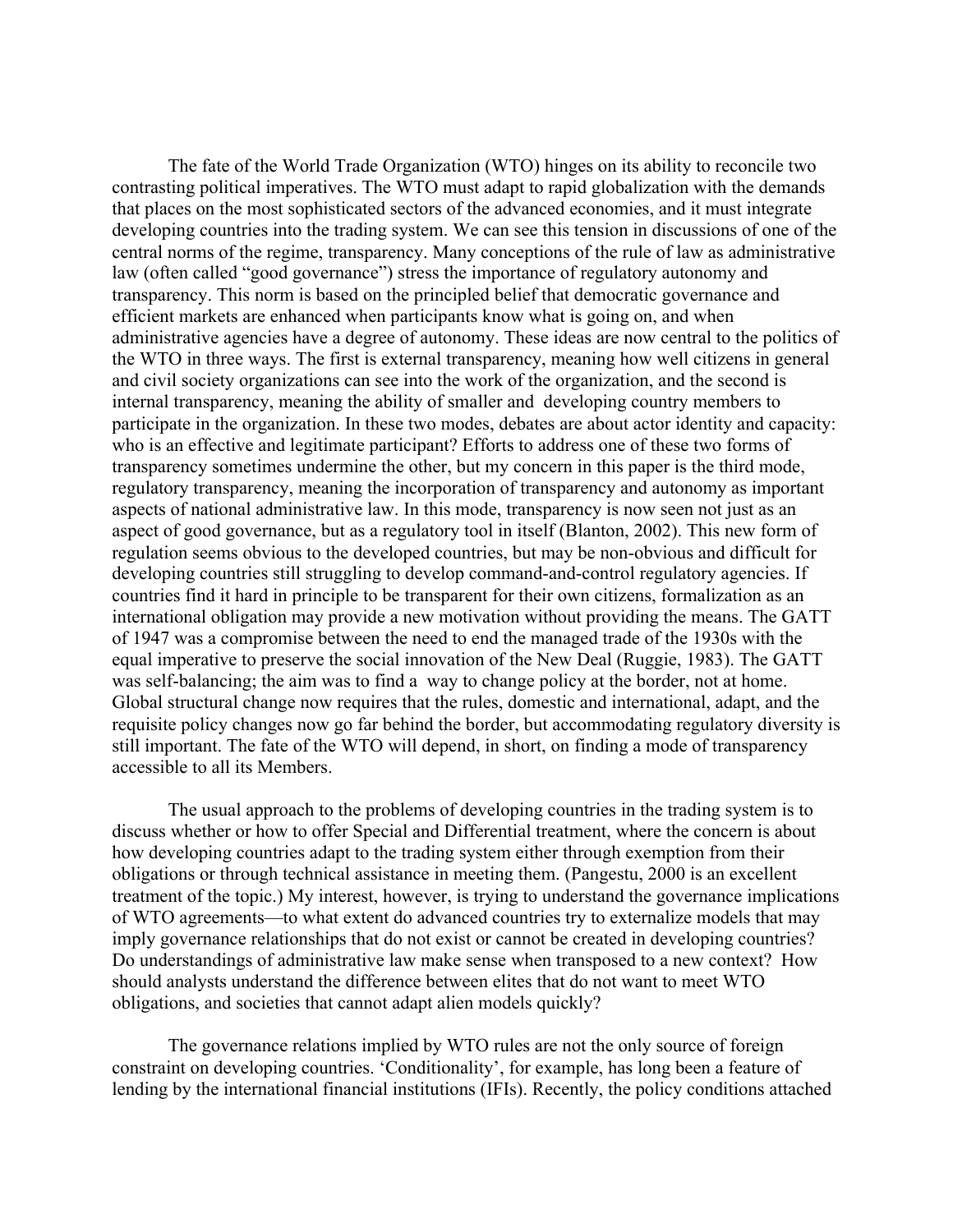The fate of the World Trade Organization (WTO) hinges on its ability to reconcile two contrasting political imperatives. The WTO must adapt to rapid globalization with the demands that places on the most sophisticated sectors of the advanced economies, and it must integrate developing countries into the trading system. We can see this tension in discussions of one of the central norms of the regime, transparency. Many conceptions of the rule of law as administrative law (often called "good governance") stress the importance of regulatory autonomy and transparency. This norm is based on the principled belief that democratic governance and efficient markets are enhanced when participants know what is going on, and when administrative agencies have a degree of autonomy. These ideas are now central to the politics of the WTO in three ways. The first is external transparency, meaning how well citizens in general and civil society organizations can see into the work of the organization, and the second is internal transparency, meaning the ability of smaller and developing country members to participate in the organization. In these two modes, debates are about actor identity and capacity: who is an effective and legitimate participant? Efforts to address one of these two forms of transparency sometimes undermine the other, but my concern in this paper is the third mode, regulatory transparency, meaning the incorporation of transparency and autonomy as important aspects of national administrative law. In this mode, transparency is now seen not just as an aspect of good governance, but as a regulatory tool in itself (Blanton, 2002). This new form of regulation seems obvious to the developed countries, but may be non-obvious and difficult for developing countries still struggling to develop command-and-control regulatory agencies. If countries find it hard in principle to be transparent for their own citizens, formalization as an international obligation may provide a new motivation without providing the means. The GATT of 1947 was a compromise between the need to end the managed trade of the 1930s with the equal imperative to preserve the social innovation of the New Deal (Ruggie, 1983). The GATT was self-balancing; the aim was to find a way to change policy at the border, not at home. Global structural change now requires that the rules, domestic and international, adapt, and the requisite policy changes now go far behind the border, but accommodating regulatory diversity is still important. The fate of the WTO will depend, in short, on finding a mode of transparency accessible to all its Members.

The usual approach to the problems of developing countries in the trading system is to discuss whether or how to offer Special and Differential treatment, where the concern is about how developing countries adapt to the trading system either through exemption from their obligations or through technical assistance in meeting them. (Pangestu, 2000 is an excellent treatment of the topic.) My interest, however, is trying to understand the governance implications of WTO agreements—to what extent do advanced countries try to externalize models that may imply governance relationships that do not exist or cannot be created in developing countries? Do understandings of administrative law make sense when transposed to a new context? How should analysts understand the difference between elites that do not want to meet WTO obligations, and societies that cannot adapt alien models quickly?

The governance relations implied by WTO rules are not the only source of foreign constraint on developing countries. 'Conditionality', for example, has long been a feature of lending by the international financial institutions (IFIs). Recently, the policy conditions attached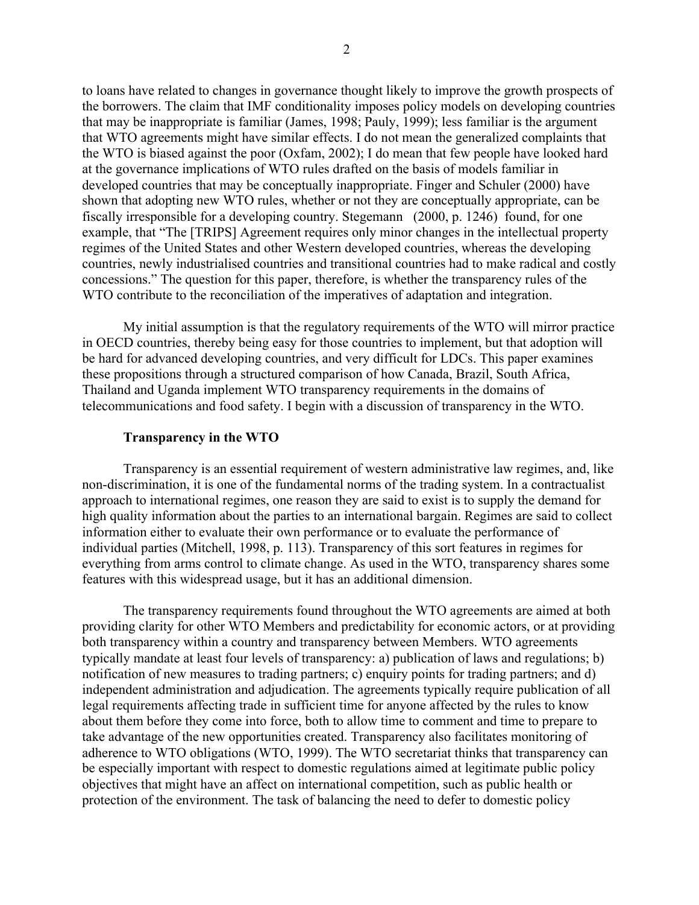to loans have related to changes in governance thought likely to improve the growth prospects of the borrowers. The claim that IMF conditionality imposes policy models on developing countries that may be inappropriate is familiar (James, 1998; Pauly, 1999); less familiar is the argument that WTO agreements might have similar effects. I do not mean the generalized complaints that the WTO is biased against the poor (Oxfam, 2002); I do mean that few people have looked hard at the governance implications of WTO rules drafted on the basis of models familiar in developed countries that may be conceptually inappropriate. Finger and Schuler (2000) have shown that adopting new WTO rules, whether or not they are conceptually appropriate, can be fiscally irresponsible for a developing country. Stegemann (2000, p. 1246) found, for one example, that "The [TRIPS] Agreement requires only minor changes in the intellectual property regimes of the United States and other Western developed countries, whereas the developing countries, newly industrialised countries and transitional countries had to make radical and costly concessions." The question for this paper, therefore, is whether the transparency rules of the WTO contribute to the reconciliation of the imperatives of adaptation and integration.

My initial assumption is that the regulatory requirements of the WTO will mirror practice in OECD countries, thereby being easy for those countries to implement, but that adoption will be hard for advanced developing countries, and very difficult for LDCs. This paper examines these propositions through a structured comparison of how Canada, Brazil, South Africa, Thailand and Uganda implement WTO transparency requirements in the domains of telecommunications and food safety. I begin with a discussion of transparency in the WTO.

## Transparency in the WTO

Transparency is an essential requirement of western administrative law regimes, and, like non-discrimination, it is one of the fundamental norms of the trading system. In a contractualist approach to international regimes, one reason they are said to exist is to supply the demand for high quality information about the parties to an international bargain. Regimes are said to collect information either to evaluate their own performance or to evaluate the performance of individual parties (Mitchell, 1998, p. 113). Transparency of this sort features in regimes for everything from arms control to climate change. As used in the WTO, transparency shares some features with this widespread usage, but it has an additional dimension.

The transparency requirements found throughout the WTO agreements are aimed at both providing clarity for other WTO Members and predictability for economic actors, or at providing both transparency within a country and transparency between Members. WTO agreements typically mandate at least four levels of transparency: a) publication of laws and regulations; b) notification of new measures to trading partners; c) enquiry points for trading partners; and d) independent administration and adjudication. The agreements typically require publication of all legal requirements affecting trade in sufficient time for anyone affected by the rules to know about them before they come into force, both to allow time to comment and time to prepare to take advantage of the new opportunities created. Transparency also facilitates monitoring of adherence to WTO obligations (WTO, 1999). The WTO secretariat thinks that transparency can be especially important with respect to domestic regulations aimed at legitimate public policy objectives that might have an affect on international competition, such as public health or protection of the environment. The task of balancing the need to defer to domestic policy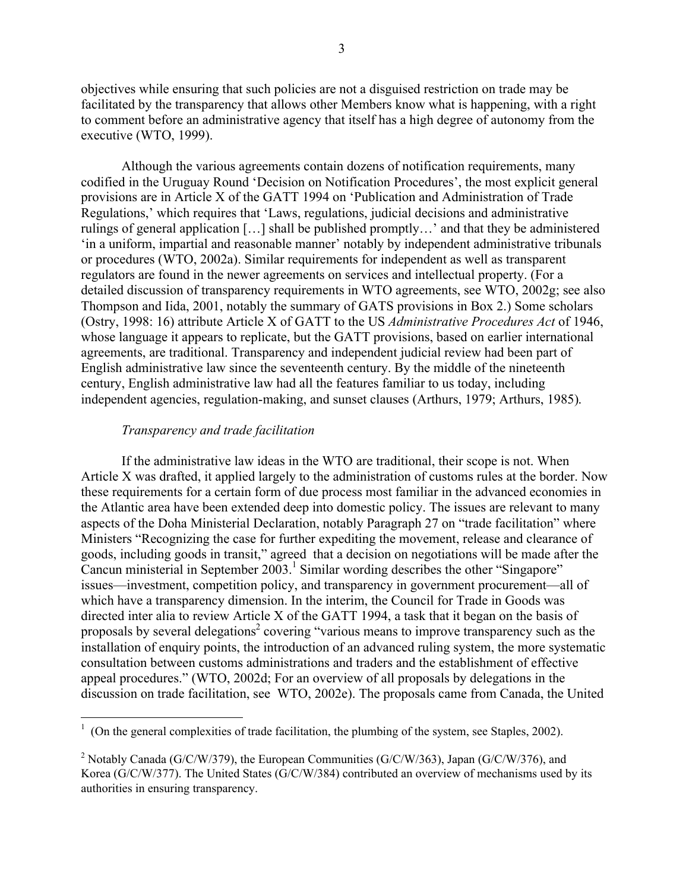objectives while ensuring that such policies are not a disguised restriction on trade may be facilitated by the transparency that allows other Members know what is happening, with a right to comment before an administrative agency that itself has a high degree of autonomy from the executive (WTO, 1999).

Although the various agreements contain dozens of notification requirements, many codified in the Uruguay Round 'Decision on Notification Procedures', the most explicit general provisions are in Article X of the GATT 1994 on 'Publication and Administration of Trade Regulations,' which requires that 'Laws, regulations, judicial decisions and administrative rulings of general application […] shall be published promptly…' and that they be administered 'in a uniform, impartial and reasonable manner' notably by independent administrative tribunals or procedures (WTO, 2002a). Similar requirements for independent as well as transparent regulators are found in the newer agreements on services and intellectual property. (For a detailed discussion of transparency requirements in WTO agreements, see WTO, 2002g; see also Thompson and Iida, 2001, notably the summary of GATS provisions in Box 2.) Some scholars (Ostry, 1998: 16) attribute Article X of GATT to the US *Administrative Procedures Act* of 1946, whose language it appears to replicate, but the GATT provisions, based on earlier international agreements, are traditional. Transparency and independent judicial review had been part of English administrative law since the seventeenth century. By the middle of the nineteenth century, English administrative law had all the features familiar to us today, including independent agencies, regulation-making, and sunset clauses (Arthurs, 1979; Arthurs, 1985).

*Transparency and trade facilitation*

If the administrative law ideas in the WTO are traditional, their scope is not. When Article X was drafted, it applied largely to the administration of customs rules at the border. Now these requirements for a certain form of due process most familiar in the advanced economies in the Atlantic area have been extended deep into domestic policy. The issues are relevant to many aspects of the Doha Ministerial Declaration, notably Paragraph 27 on "trade facilitation" where Ministers "Recognizing the case for further expediting the movement, release and clearance of goods, including goods in transit," agreed that a decision on negotiations will be made after the Cancun ministerial in September 2003.[1] Similar wording describes the other "Singapore" issues—investment, competition policy, and transparency in government procurement—all of which have a transparency dimension. In the interim, the Council for Trade in Goods was directed inter alia to review Article X of the GATT 1994, a task that it began on the basis of proposals by several delegations[2] covering "various means to improve transparency such as the installation of enquiry points, the introduction of an advanced ruling system, the more systematic consultation between customs administrations and traders and the establishment of effective appeal procedures." (WTO, 2002d; For an overview of all proposals by delegations in the discussion on trade facilitation, see WTO, 2002e). The proposals came from Canada, the United

---

[1] (On the general complexities of trade facilitation, the plumbing of the system, see Staples, 2002).

[2] Notably Canada (G/C/W/379), the European Communities (G/C/W/363), Japan (G/C/W/376), and Korea (G/C/W/377). The United States (G/C/W/384) contributed an overview of mechanisms used by its authorities in ensuring transparency.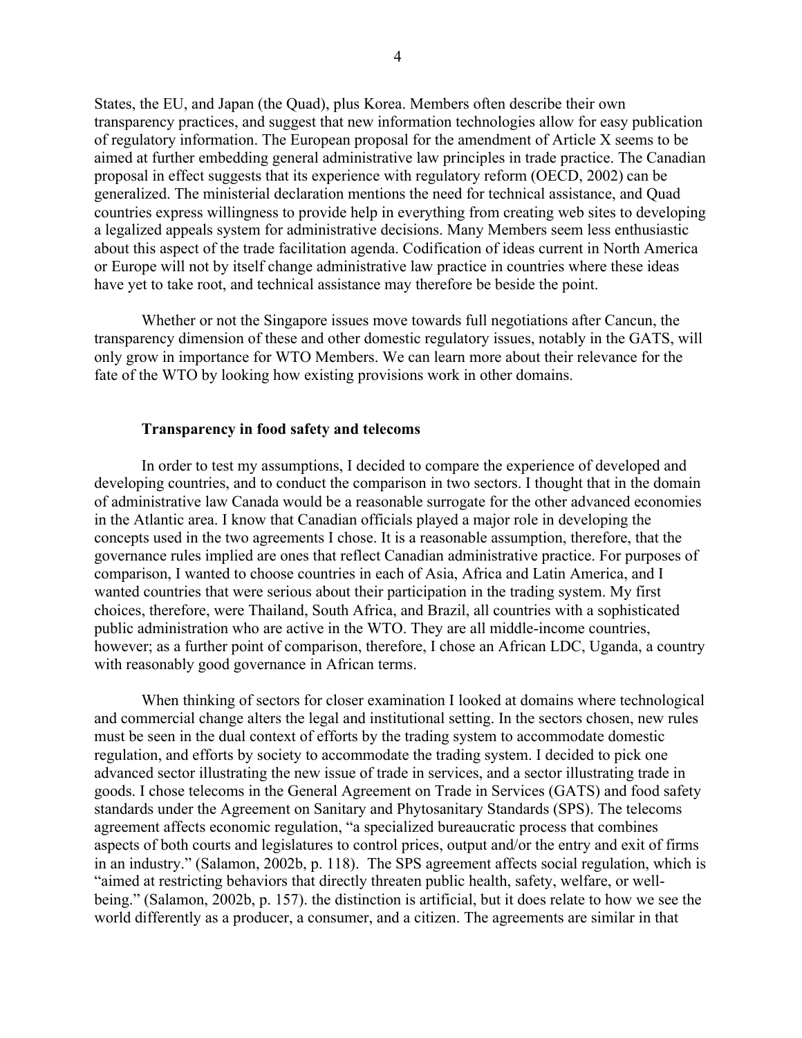States, the EU, and Japan (the Quad), plus Korea. Members often describe their own transparency practices, and suggest that new information technologies allow for easy publication of regulatory information. The European proposal for the amendment of Article X seems to be aimed at further embedding general administrative law principles in trade practice. The Canadian proposal in effect suggests that its experience with regulatory reform (OECD, 2002) can be generalized. The ministerial declaration mentions the need for technical assistance, and Quad countries express willingness to provide help in everything from creating web sites to developing a legalized appeals system for administrative decisions. Many Members seem less enthusiastic about this aspect of the trade facilitation agenda. Codification of ideas current in North America or Europe will not by itself change administrative law practice in countries where these ideas have yet to take root, and technical assistance may therefore be beside the point.

Whether or not the Singapore issues move towards full negotiations after Cancun, the transparency dimension of these and other domestic regulatory issues, notably in the GATS, will only grow in importance for WTO Members. We can learn more about their relevance for the fate of the WTO by looking how existing provisions work in other domains.

### Transparency in food safety and telecoms

In order to test my assumptions, I decided to compare the experience of developed and developing countries, and to conduct the comparison in two sectors. I thought that in the domain of administrative law Canada would be a reasonable surrogate for the other advanced economies in the Atlantic area. I know that Canadian officials played a major role in developing the concepts used in the two agreements I chose. It is a reasonable assumption, therefore, that the governance rules implied are ones that reflect Canadian administrative practice. For purposes of comparison, I wanted to choose countries in each of Asia, Africa and Latin America, and I wanted countries that were serious about their participation in the trading system. My first choices, therefore, were Thailand, South Africa, and Brazil, all countries with a sophisticated public administration who are active in the WTO. They are all middle-income countries, however; as a further point of comparison, therefore, I chose an African LDC, Uganda, a country with reasonably good governance in African terms.

When thinking of sectors for closer examination I looked at domains where technological and commercial change alters the legal and institutional setting. In the sectors chosen, new rules must be seen in the dual context of efforts by the trading system to accommodate domestic regulation, and efforts by society to accommodate the trading system. I decided to pick one advanced sector illustrating the new issue of trade in services, and a sector illustrating trade in goods. I chose telecoms in the General Agreement on Trade in Services (GATS) and food safety standards under the Agreement on Sanitary and Phytosanitary Standards (SPS). The telecoms agreement affects economic regulation, "a specialized bureaucratic process that combines aspects of both courts and legislatures to control prices, output and/or the entry and exit of firms in an industry." (Salamon, 2002b, p. 118). The SPS agreement affects social regulation, which is "aimed at restricting behaviors that directly threaten public health, safety, welfare, or well-being." (Salamon, 2002b, p. 157). the distinction is artificial, but it does relate to how we see the world differently as a producer, a consumer, and a citizen. The agreements are similar in that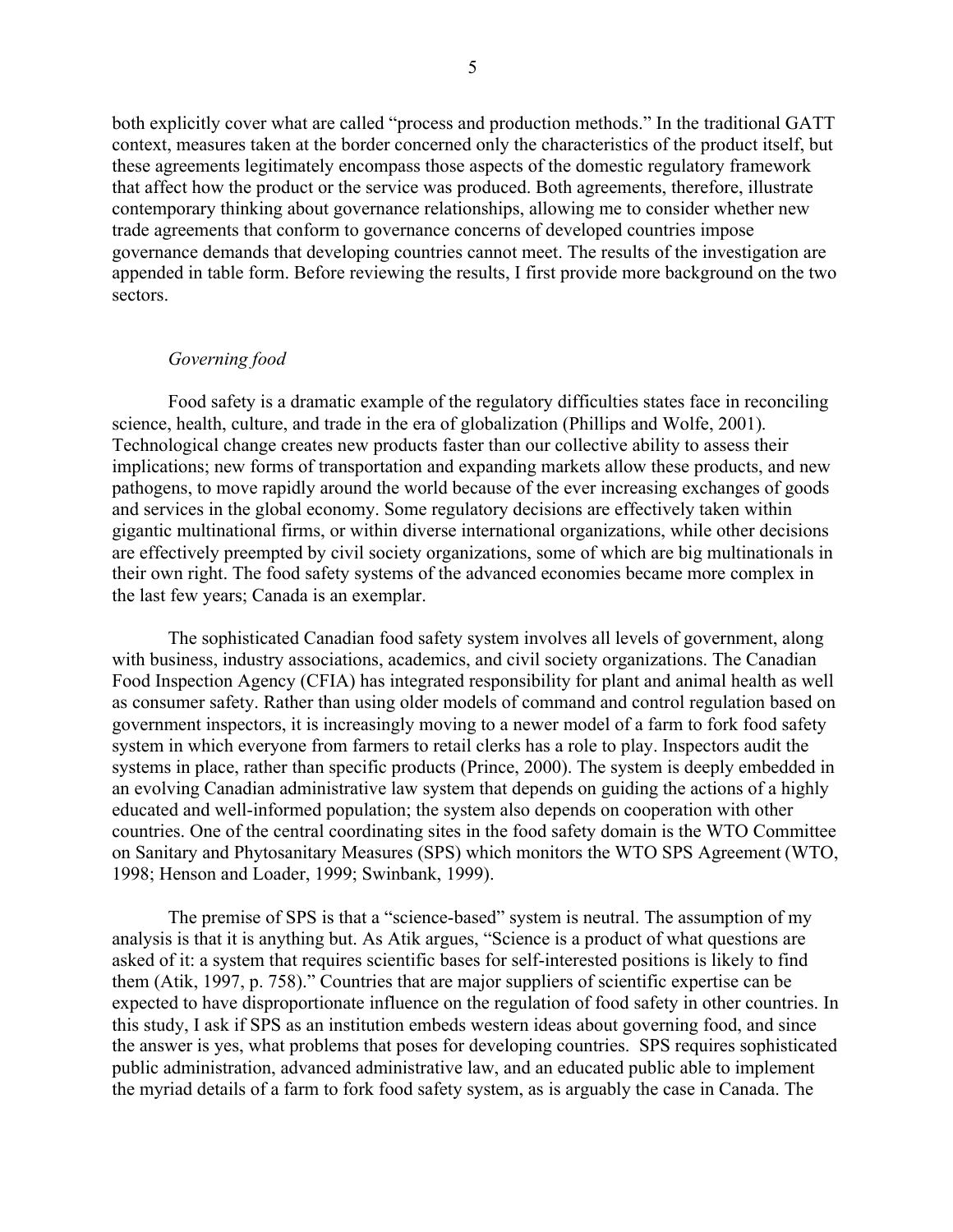both explicitly cover what are called "process and production methods." In the traditional GATT context, measures taken at the border concerned only the characteristics of the product itself, but these agreements legitimately encompass those aspects of the domestic regulatory framework that affect how the product or the service was produced. Both agreements, therefore, illustrate contemporary thinking about governance relationships, allowing me to consider whether new trade agreements that conform to governance concerns of developed countries impose governance demands that developing countries cannot meet. The results of the investigation are appended in table form. Before reviewing the results, I first provide more background on the two sectors.

### *Governing food*

Food safety is a dramatic example of the regulatory difficulties states face in reconciling science, health, culture, and trade in the era of globalization (Phillips and Wolfe, 2001). Technological change creates new products faster than our collective ability to assess their implications; new forms of transportation and expanding markets allow these products, and new pathogens, to move rapidly around the world because of the ever increasing exchanges of goods and services in the global economy. Some regulatory decisions are effectively taken within gigantic multinational firms, or within diverse international organizations, while other decisions are effectively preempted by civil society organizations, some of which are big multinationals in their own right. The food safety systems of the advanced economies became more complex in the last few years; Canada is an exemplar.

The sophisticated Canadian food safety system involves all levels of government, along with business, industry associations, academics, and civil society organizations. The Canadian Food Inspection Agency (CFIA) has integrated responsibility for plant and animal health as well as consumer safety. Rather than using older models of command and control regulation based on government inspectors, it is increasingly moving to a newer model of a farm to fork food safety system in which everyone from farmers to retail clerks has a role to play. Inspectors audit the systems in place, rather than specific products (Prince, 2000). The system is deeply embedded in an evolving Canadian administrative law system that depends on guiding the actions of a highly educated and well-informed population; the system also depends on cooperation with other countries. One of the central coordinating sites in the food safety domain is the WTO Committee on Sanitary and Phytosanitary Measures (SPS) which monitors the WTO SPS Agreement (WTO, 1998; Henson and Loader, 1999; Swinbank, 1999).

The premise of SPS is that a "science-based" system is neutral. The assumption of my analysis is that it is anything but. As Atik argues, "Science is a product of what questions are asked of it: a system that requires scientific bases for self-interested positions is likely to find them (Atik, 1997, p. 758)." Countries that are major suppliers of scientific expertise can be expected to have disproportionate influence on the regulation of food safety in other countries. In this study, I ask if SPS as an institution embeds western ideas about governing food, and since the answer is yes, what problems that poses for developing countries. SPS requires sophisticated public administration, advanced administrative law, and an educated public able to implement the myriad details of a farm to fork food safety system, as is arguably the case in Canada. The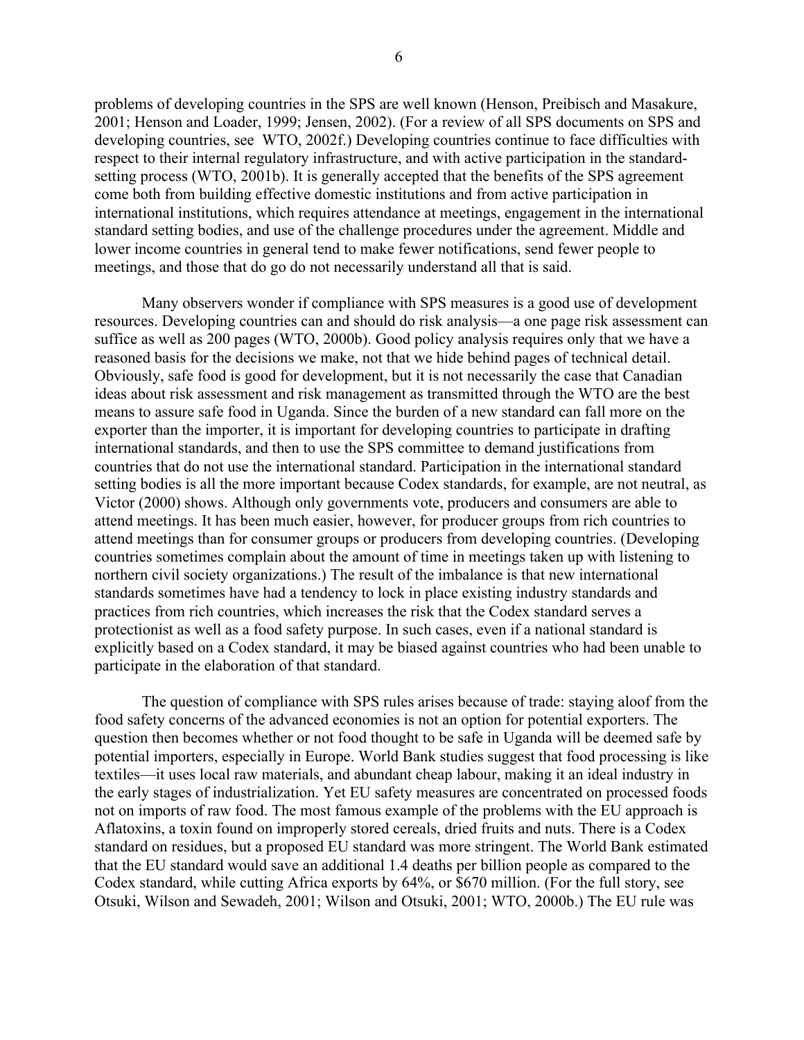problems of developing countries in the SPS are well known (Henson, Preibisch and Masakure, 2001; Henson and Loader, 1999; Jensen, 2002). (For a review of all SPS documents on SPS and developing countries, see WTO, 2002f.) Developing countries continue to face difficulties with respect to their internal regulatory infrastructure, and with active participation in the standard-setting process (WTO, 2001b). It is generally accepted that the benefits of the SPS agreement come both from building effective domestic institutions and from active participation in international institutions, which requires attendance at meetings, engagement in the international standard setting bodies, and use of the challenge procedures under the agreement. Middle and lower income countries in general tend to make fewer notifications, send fewer people to meetings, and those that do go do not necessarily understand all that is said.

Many observers wonder if compliance with SPS measures is a good use of development resources. Developing countries can and should do risk analysis—a one page risk assessment can suffice as well as 200 pages (WTO, 2000b). Good policy analysis requires only that we have a reasoned basis for the decisions we make, not that we hide behind pages of technical detail. Obviously, safe food is good for development, but it is not necessarily the case that Canadian ideas about risk assessment and risk management as transmitted through the WTO are the best means to assure safe food in Uganda. Since the burden of a new standard can fall more on the exporter than the importer, it is important for developing countries to participate in drafting international standards, and then to use the SPS committee to demand justifications from countries that do not use the international standard. Participation in the international standard setting bodies is all the more important because Codex standards, for example, are not neutral, as Victor (2000) shows. Although only governments vote, producers and consumers are able to attend meetings. It has been much easier, however, for producer groups from rich countries to attend meetings than for consumer groups or producers from developing countries. (Developing countries sometimes complain about the amount of time in meetings taken up with listening to northern civil society organizations.) The result of the imbalance is that new international standards sometimes have had a tendency to lock in place existing industry standards and practices from rich countries, which increases the risk that the Codex standard serves a protectionist as well as a food safety purpose. In such cases, even if a national standard is explicitly based on a Codex standard, it may be biased against countries who had been unable to participate in the elaboration of that standard.

The question of compliance with SPS rules arises because of trade: staying aloof from the food safety concerns of the advanced economies is not an option for potential exporters. The question then becomes whether or not food thought to be safe in Uganda will be deemed safe by potential importers, especially in Europe. World Bank studies suggest that food processing is like textiles—it uses local raw materials, and abundant cheap labour, making it an ideal industry in the early stages of industrialization. Yet EU safety measures are concentrated on processed foods not on imports of raw food. The most famous example of the problems with the EU approach is Aflatoxins, a toxin found on improperly stored cereals, dried fruits and nuts. There is a Codex standard on residues, but a proposed EU standard was more stringent. The World Bank estimated that the EU standard would save an additional 1.4 deaths per billion people as compared to the Codex standard, while cutting Africa exports by 64%, or $670 million. (For the full story, see Otsuki, Wilson and Sewadeh, 2001; Wilson and Otsuki, 2001; WTO, 2000b.) The EU rule was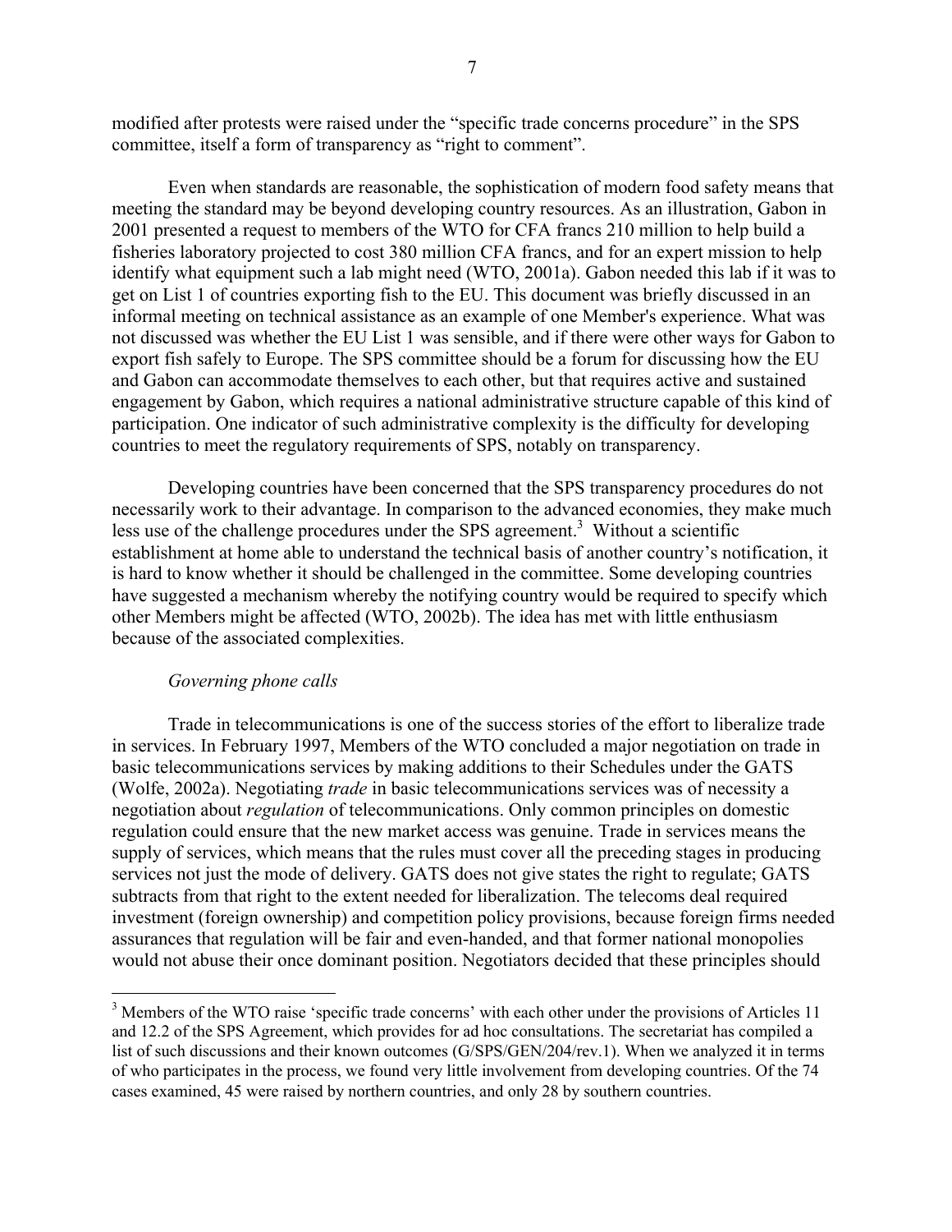modified after protests were raised under the "specific trade concerns procedure" in the SPS committee, itself a form of transparency as "right to comment".

Even when standards are reasonable, the sophistication of modern food safety means that meeting the standard may be beyond developing country resources. As an illustration, Gabon in 2001 presented a request to members of the WTO for CFA francs 210 million to help build a fisheries laboratory projected to cost 380 million CFA francs, and for an expert mission to help identify what equipment such a lab might need (WTO, 2001a). Gabon needed this lab if it was to get on List 1 of countries exporting fish to the EU. This document was briefly discussed in an informal meeting on technical assistance as an example of one Member's experience. What was not discussed was whether the EU List 1 was sensible, and if there were other ways for Gabon to export fish safely to Europe. The SPS committee should be a forum for discussing how the EU and Gabon can accommodate themselves to each other, but that requires active and sustained engagement by Gabon, which requires a national administrative structure capable of this kind of participation. One indicator of such administrative complexity is the difficulty for developing countries to meet the regulatory requirements of SPS, notably on transparency.

Developing countries have been concerned that the SPS transparency procedures do not necessarily work to their advantage. In comparison to the advanced economies, they make much less use of the challenge procedures under the SPS agreement.[3] Without a scientific establishment at home able to understand the technical basis of another country's notification, it is hard to know whether it should be challenged in the committee. Some developing countries have suggested a mechanism whereby the notifying country would be required to specify which other Members might be affected (WTO, 2002b). The idea has met with little enthusiasm because of the associated complexities.

### *Governing phone calls*

Trade in telecommunications is one of the success stories of the effort to liberalize trade in services. In February 1997, Members of the WTO concluded a major negotiation on trade in basic telecommunications services by making additions to their Schedules under the GATS (Wolfe, 2002a). Negotiating *trade* in basic telecommunications services was of necessity a negotiation about *regulation* of telecommunications. Only common principles on domestic regulation could ensure that the new market access was genuine. Trade in services means the supply of services, which means that the rules must cover all the preceding stages in producing services not just the mode of delivery. GATS does not give states the right to regulate; GATS subtracts from that right to the extent needed for liberalization. The telecoms deal required investment (foreign ownership) and competition policy provisions, because foreign firms needed assurances that regulation will be fair and even-handed, and that former national monopolies would not abuse their once dominant position. Negotiators decided that these principles should

[3] Members of the WTO raise 'specific trade concerns' with each other under the provisions of Articles 11 and 12.2 of the SPS Agreement, which provides for ad hoc consultations. The secretariat has compiled a list of such discussions and their known outcomes (G/SPS/GEN/204/rev.1). When we analyzed it in terms of who participates in the process, we found very little involvement from developing countries. Of the 74 cases examined, 45 were raised by northern countries, and only 28 by southern countries.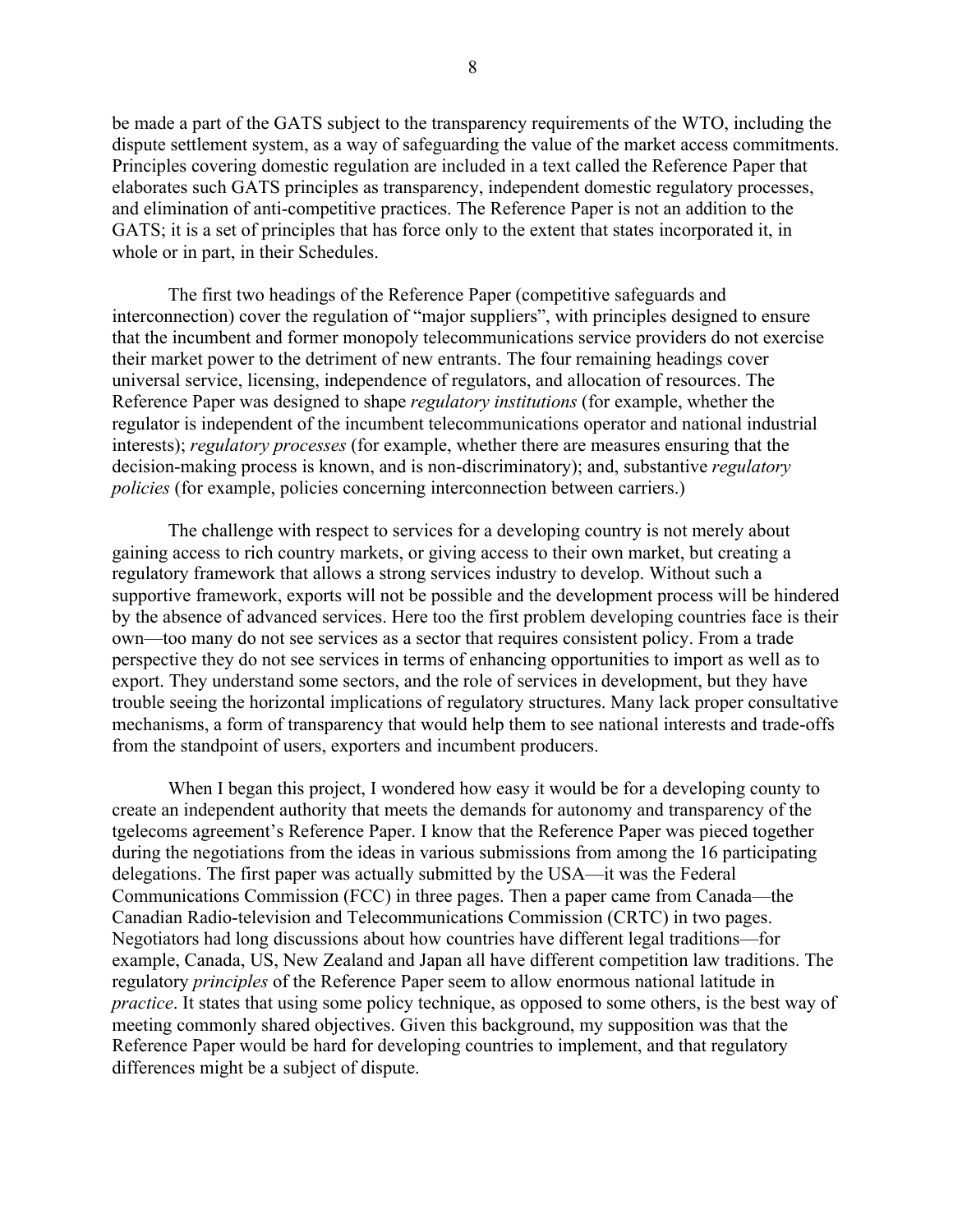be made a part of the GATS subject to the transparency requirements of the WTO, including the dispute settlement system, as a way of safeguarding the value of the market access commitments. Principles covering domestic regulation are included in a text called the Reference Paper that elaborates such GATS principles as transparency, independent domestic regulatory processes, and elimination of anti-competitive practices. The Reference Paper is not an addition to the GATS; it is a set of principles that has force only to the extent that states incorporated it, in whole or in part, in their Schedules.

The first two headings of the Reference Paper (competitive safeguards and interconnection) cover the regulation of "major suppliers", with principles designed to ensure that the incumbent and former monopoly telecommunications service providers do not exercise their market power to the detriment of new entrants. The four remaining headings cover universal service, licensing, independence of regulators, and allocation of resources. The Reference Paper was designed to shape *regulatory institutions* (for example, whether the regulator is independent of the incumbent telecommunications operator and national industrial interests); *regulatory processes* (for example, whether there are measures ensuring that the decision-making process is known, and is non-discriminatory); and, substantive *regulatory policies* (for example, policies concerning interconnection between carriers.)

The challenge with respect to services for a developing country is not merely about gaining access to rich country markets, or giving access to their own market, but creating a regulatory framework that allows a strong services industry to develop. Without such a supportive framework, exports will not be possible and the development process will be hindered by the absence of advanced services. Here too the first problem developing countries face is their own—too many do not see services as a sector that requires consistent policy. From a trade perspective they do not see services in terms of enhancing opportunities to import as well as to export. They understand some sectors, and the role of services in development, but they have trouble seeing the horizontal implications of regulatory structures. Many lack proper consultative mechanisms, a form of transparency that would help them to see national interests and trade-offs from the standpoint of users, exporters and incumbent producers.

When I began this project, I wondered how easy it would be for a developing county to create an independent authority that meets the demands for autonomy and transparency of the tgelecoms agreement's Reference Paper. I know that the Reference Paper was pieced together during the negotiations from the ideas in various submissions from among the 16 participating delegations. The first paper was actually submitted by the USA—it was the Federal Communications Commission (FCC) in three pages. Then a paper came from Canada—the Canadian Radio-television and Telecommunications Commission (CRTC) in two pages. Negotiators had long discussions about how countries have different legal traditions—for example, Canada, US, New Zealand and Japan all have different competition law traditions. The regulatory *principles* of the Reference Paper seem to allow enormous national latitude in *practice*. It states that using some policy technique, as opposed to some others, is the best way of meeting commonly shared objectives. Given this background, my supposition was that the Reference Paper would be hard for developing countries to implement, and that regulatory differences might be a subject of dispute.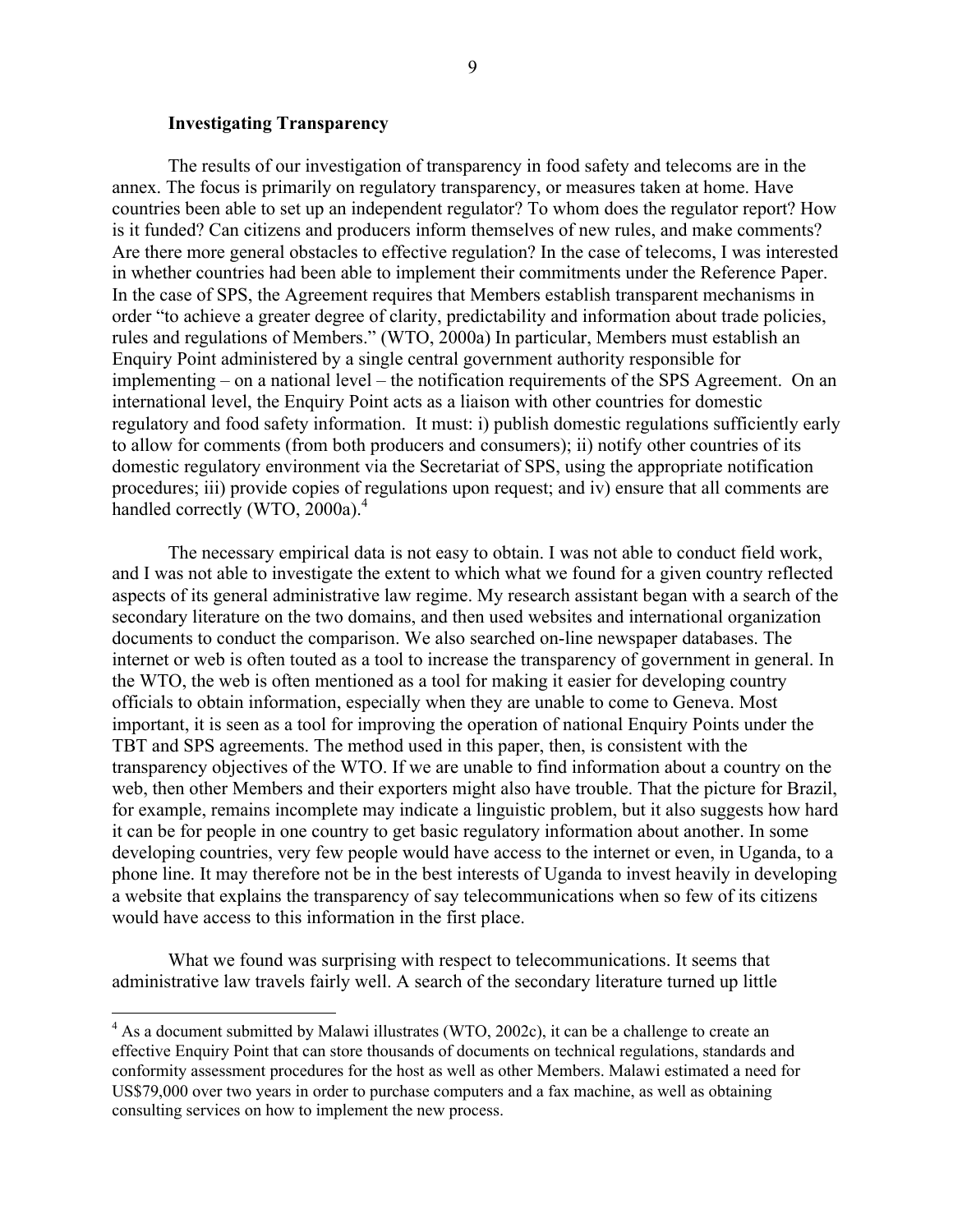### Investigating Transparency

The results of our investigation of transparency in food safety and telecoms are in the annex. The focus is primarily on regulatory transparency, or measures taken at home. Have countries been able to set up an independent regulator? To whom does the regulator report? How is it funded? Can citizens and producers inform themselves of new rules, and make comments? Are there more general obstacles to effective regulation? In the case of telecoms, I was interested in whether countries had been able to implement their commitments under the Reference Paper. In the case of SPS, the Agreement requires that Members establish transparent mechanisms in order "to achieve a greater degree of clarity, predictability and information about trade policies, rules and regulations of Members." (WTO, 2000a) In particular, Members must establish an Enquiry Point administered by a single central government authority responsible for implementing – on a national level – the notification requirements of the SPS Agreement. On an international level, the Enquiry Point acts as a liaison with other countries for domestic regulatory and food safety information. It must: i) publish domestic regulations sufficiently early to allow for comments (from both producers and consumers); ii) notify other countries of its domestic regulatory environment via the Secretariat of SPS, using the appropriate notification procedures; iii) provide copies of regulations upon request; and iv) ensure that all comments are handled correctly (WTO, 2000a).[4]

The necessary empirical data is not easy to obtain. I was not able to conduct field work, and I was not able to investigate the extent to which what we found for a given country reflected aspects of its general administrative law regime. My research assistant began with a search of the secondary literature on the two domains, and then used websites and international organization documents to conduct the comparison. We also searched on-line newspaper databases. The internet or web is often touted as a tool to increase the transparency of government in general. In the WTO, the web is often mentioned as a tool for making it easier for developing country officials to obtain information, especially when they are unable to come to Geneva. Most important, it is seen as a tool for improving the operation of national Enquiry Points under the TBT and SPS agreements. The method used in this paper, then, is consistent with the transparency objectives of the WTO. If we are unable to find information about a country on the web, then other Members and their exporters might also have trouble. That the picture for Brazil, for example, remains incomplete may indicate a linguistic problem, but it also suggests how hard it can be for people in one country to get basic regulatory information about another. In some developing countries, very few people would have access to the internet or even, in Uganda, to a phone line. It may therefore not be in the best interests of Uganda to invest heavily in developing a website that explains the transparency of say telecommunications when so few of its citizens would have access to this information in the first place.

What we found was surprising with respect to telecommunications. It seems that administrative law travels fairly well. A search of the secondary literature turned up little

---

[4] As a document submitted by Malawi illustrates (WTO, 2002c), it can be a challenge to create an effective Enquiry Point that can store thousands of documents on technical regulations, standards and conformity assessment procedures for the host as well as other Members. Malawi estimated a need for US$79,000 over two years in order to purchase computers and a fax machine, as well as obtaining consulting services on how to implement the new process.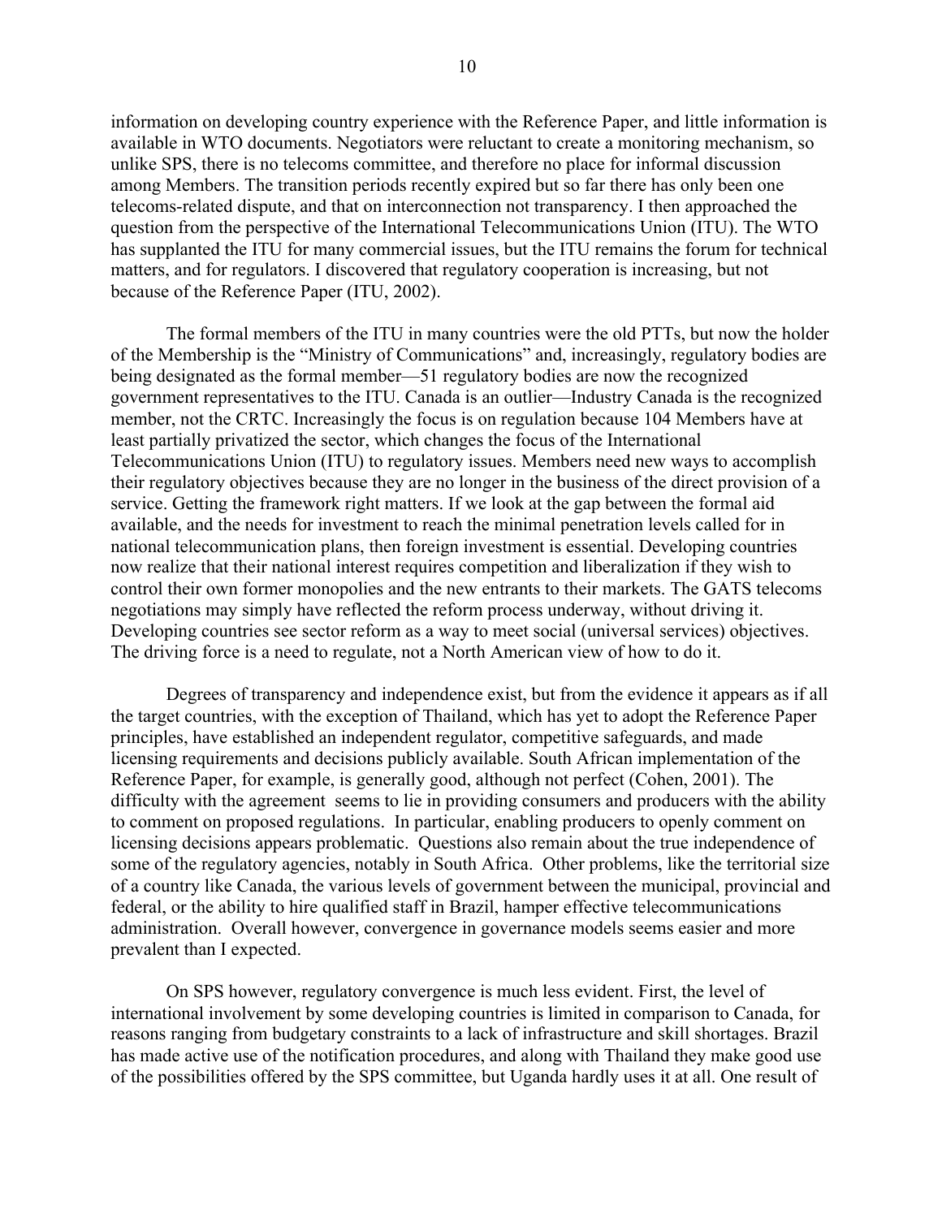information on developing country experience with the Reference Paper, and little information is available in WTO documents. Negotiators were reluctant to create a monitoring mechanism, so unlike SPS, there is no telecoms committee, and therefore no place for informal discussion among Members. The transition periods recently expired but so far there has only been one telecoms-related dispute, and that on interconnection not transparency. I then approached the question from the perspective of the International Telecommunications Union (ITU). The WTO has supplanted the ITU for many commercial issues, but the ITU remains the forum for technical matters, and for regulators. I discovered that regulatory cooperation is increasing, but not because of the Reference Paper (ITU, 2002).

The formal members of the ITU in many countries were the old PTTs, but now the holder of the Membership is the "Ministry of Communications" and, increasingly, regulatory bodies are being designated as the formal member—51 regulatory bodies are now the recognized government representatives to the ITU. Canada is an outlier—Industry Canada is the recognized member, not the CRTC. Increasingly the focus is on regulation because 104 Members have at least partially privatized the sector, which changes the focus of the International Telecommunications Union (ITU) to regulatory issues. Members need new ways to accomplish their regulatory objectives because they are no longer in the business of the direct provision of a service. Getting the framework right matters. If we look at the gap between the formal aid available, and the needs for investment to reach the minimal penetration levels called for in national telecommunication plans, then foreign investment is essential. Developing countries now realize that their national interest requires competition and liberalization if they wish to control their own former monopolies and the new entrants to their markets. The GATS telecoms negotiations may simply have reflected the reform process underway, without driving it. Developing countries see sector reform as a way to meet social (universal services) objectives. The driving force is a need to regulate, not a North American view of how to do it.

Degrees of transparency and independence exist, but from the evidence it appears as if all the target countries, with the exception of Thailand, which has yet to adopt the Reference Paper principles, have established an independent regulator, competitive safeguards, and made licensing requirements and decisions publicly available. South African implementation of the Reference Paper, for example, is generally good, although not perfect (Cohen, 2001). The difficulty with the agreement seems to lie in providing consumers and producers with the ability to comment on proposed regulations. In particular, enabling producers to openly comment on licensing decisions appears problematic. Questions also remain about the true independence of some of the regulatory agencies, notably in South Africa. Other problems, like the territorial size of a country like Canada, the various levels of government between the municipal, provincial and federal, or the ability to hire qualified staff in Brazil, hamper effective telecommunications administration. Overall however, convergence in governance models seems easier and more prevalent than I expected.

On SPS however, regulatory convergence is much less evident. First, the level of international involvement by some developing countries is limited in comparison to Canada, for reasons ranging from budgetary constraints to a lack of infrastructure and skill shortages. Brazil has made active use of the notification procedures, and along with Thailand they make good use of the possibilities offered by the SPS committee, but Uganda hardly uses it at all. One result of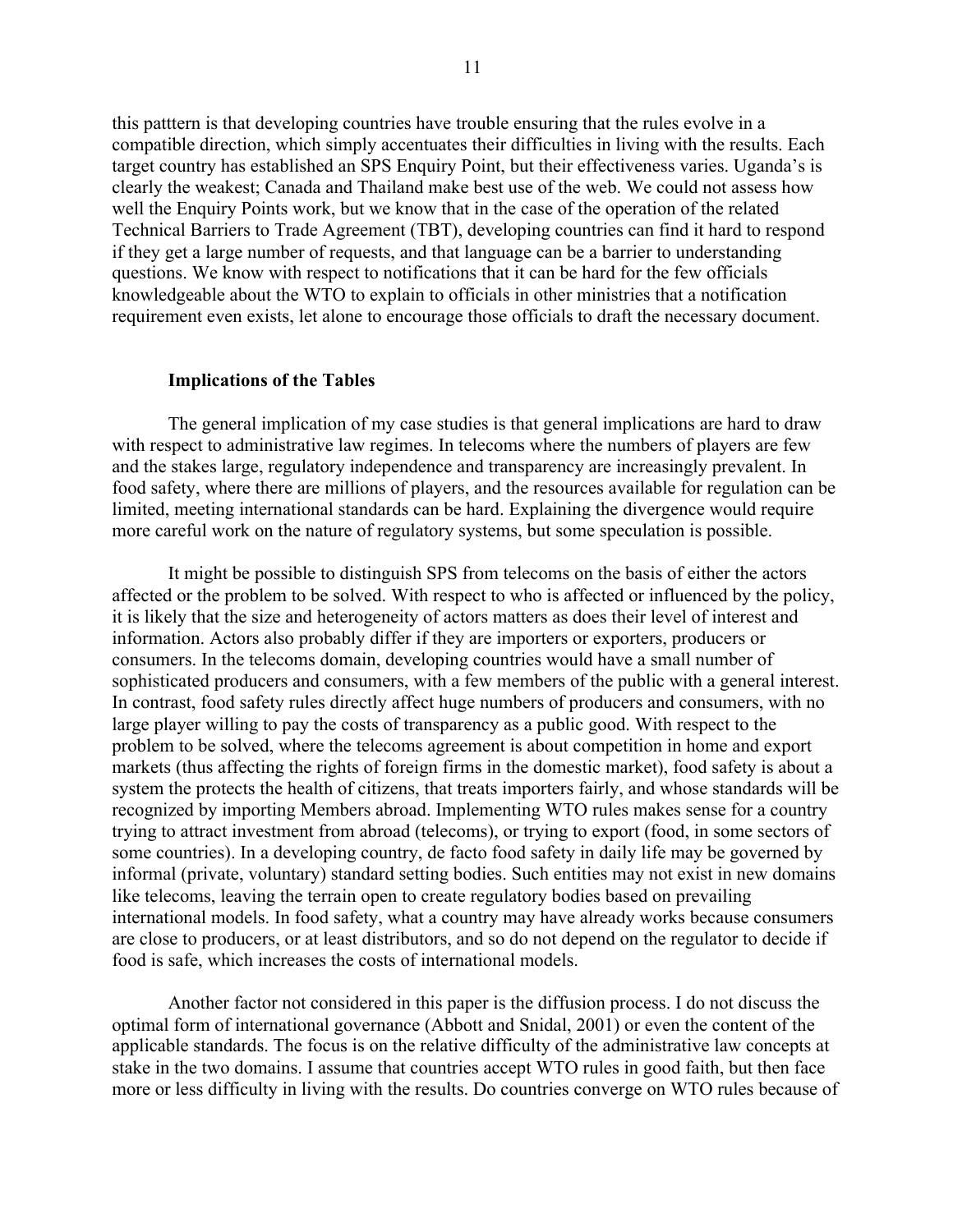this patttern is that developing countries have trouble ensuring that the rules evolve in a compatible direction, which simply accentuates their difficulties in living with the results. Each target country has established an SPS Enquiry Point, but their effectiveness varies. Uganda's is clearly the weakest; Canada and Thailand make best use of the web. We could not assess how well the Enquiry Points work, but we know that in the case of the operation of the related Technical Barriers to Trade Agreement (TBT), developing countries can find it hard to respond if they get a large number of requests, and that language can be a barrier to understanding questions. We know with respect to notifications that it can be hard for the few officials knowledgeable about the WTO to explain to officials in other ministries that a notification requirement even exists, let alone to encourage those officials to draft the necessary document.

### Implications of the Tables

The general implication of my case studies is that general implications are hard to draw with respect to administrative law regimes. In telecoms where the numbers of players are few and the stakes large, regulatory independence and transparency are increasingly prevalent. In food safety, where there are millions of players, and the resources available for regulation can be limited, meeting international standards can be hard. Explaining the divergence would require more careful work on the nature of regulatory systems, but some speculation is possible.

It might be possible to distinguish SPS from telecoms on the basis of either the actors affected or the problem to be solved. With respect to who is affected or influenced by the policy, it is likely that the size and heterogeneity of actors matters as does their level of interest and information. Actors also probably differ if they are importers or exporters, producers or consumers. In the telecoms domain, developing countries would have a small number of sophisticated producers and consumers, with a few members of the public with a general interest. In contrast, food safety rules directly affect huge numbers of producers and consumers, with no large player willing to pay the costs of transparency as a public good. With respect to the problem to be solved, where the telecoms agreement is about competition in home and export markets (thus affecting the rights of foreign firms in the domestic market), food safety is about a system the protects the health of citizens, that treats importers fairly, and whose standards will be recognized by importing Members abroad. Implementing WTO rules makes sense for a country trying to attract investment from abroad (telecoms), or trying to export (food, in some sectors of some countries). In a developing country, de facto food safety in daily life may be governed by informal (private, voluntary) standard setting bodies. Such entities may not exist in new domains like telecoms, leaving the terrain open to create regulatory bodies based on prevailing international models. In food safety, what a country may have already works because consumers are close to producers, or at least distributors, and so do not depend on the regulator to decide if food is safe, which increases the costs of international models.

Another factor not considered in this paper is the diffusion process. I do not discuss the optimal form of international governance (Abbott and Snidal, 2001) or even the content of the applicable standards. The focus is on the relative difficulty of the administrative law concepts at stake in the two domains. I assume that countries accept WTO rules in good faith, but then face more or less difficulty in living with the results. Do countries converge on WTO rules because of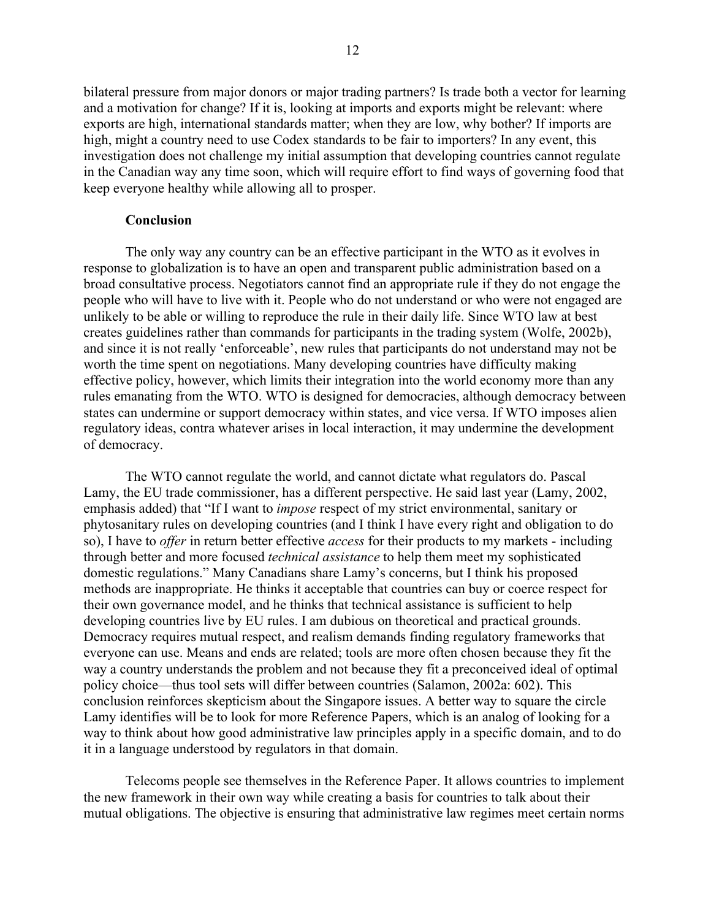bilateral pressure from major donors or major trading partners? Is trade both a vector for learning and a motivation for change? If it is, looking at imports and exports might be relevant: where exports are high, international standards matter; when they are low, why bother? If imports are high, might a country need to use Codex standards to be fair to importers? In any event, this investigation does not challenge my initial assumption that developing countries cannot regulate in the Canadian way any time soon, which will require effort to find ways of governing food that keep everyone healthy while allowing all to prosper.

## Conclusion

The only way any country can be an effective participant in the WTO as it evolves in response to globalization is to have an open and transparent public administration based on a broad consultative process. Negotiators cannot find an appropriate rule if they do not engage the people who will have to live with it. People who do not understand or who were not engaged are unlikely to be able or willing to reproduce the rule in their daily life. Since WTO law at best creates guidelines rather than commands for participants in the trading system (Wolfe, 2002b), and since it is not really 'enforceable', new rules that participants do not understand may not be worth the time spent on negotiations. Many developing countries have difficulty making effective policy, however, which limits their integration into the world economy more than any rules emanating from the WTO. WTO is designed for democracies, although democracy between states can undermine or support democracy within states, and vice versa. If WTO imposes alien regulatory ideas, contra whatever arises in local interaction, it may undermine the development of democracy.

The WTO cannot regulate the world, and cannot dictate what regulators do. Pascal Lamy, the EU trade commissioner, has a different perspective. He said last year (Lamy, 2002, emphasis added) that "If I want to *impose* respect of my strict environmental, sanitary or phytosanitary rules on developing countries (and I think I have every right and obligation to do so), I have to *offer* in return better effective *access* for their products to my markets - including through better and more focused *technical assistance* to help them meet my sophisticated domestic regulations." Many Canadians share Lamy's concerns, but I think his proposed methods are inappropriate. He thinks it acceptable that countries can buy or coerce respect for their own governance model, and he thinks that technical assistance is sufficient to help developing countries live by EU rules. I am dubious on theoretical and practical grounds. Democracy requires mutual respect, and realism demands finding regulatory frameworks that everyone can use. Means and ends are related; tools are more often chosen because they fit the way a country understands the problem and not because they fit a preconceived ideal of optimal policy choice—thus tool sets will differ between countries (Salamon, 2002a: 602). This conclusion reinforces skepticism about the Singapore issues. A better way to square the circle Lamy identifies will be to look for more Reference Papers, which is an analog of looking for a way to think about how good administrative law principles apply in a specific domain, and to do it in a language understood by regulators in that domain.

Telecoms people see themselves in the Reference Paper. It allows countries to implement the new framework in their own way while creating a basis for countries to talk about their mutual obligations. The objective is ensuring that administrative law regimes meet certain norms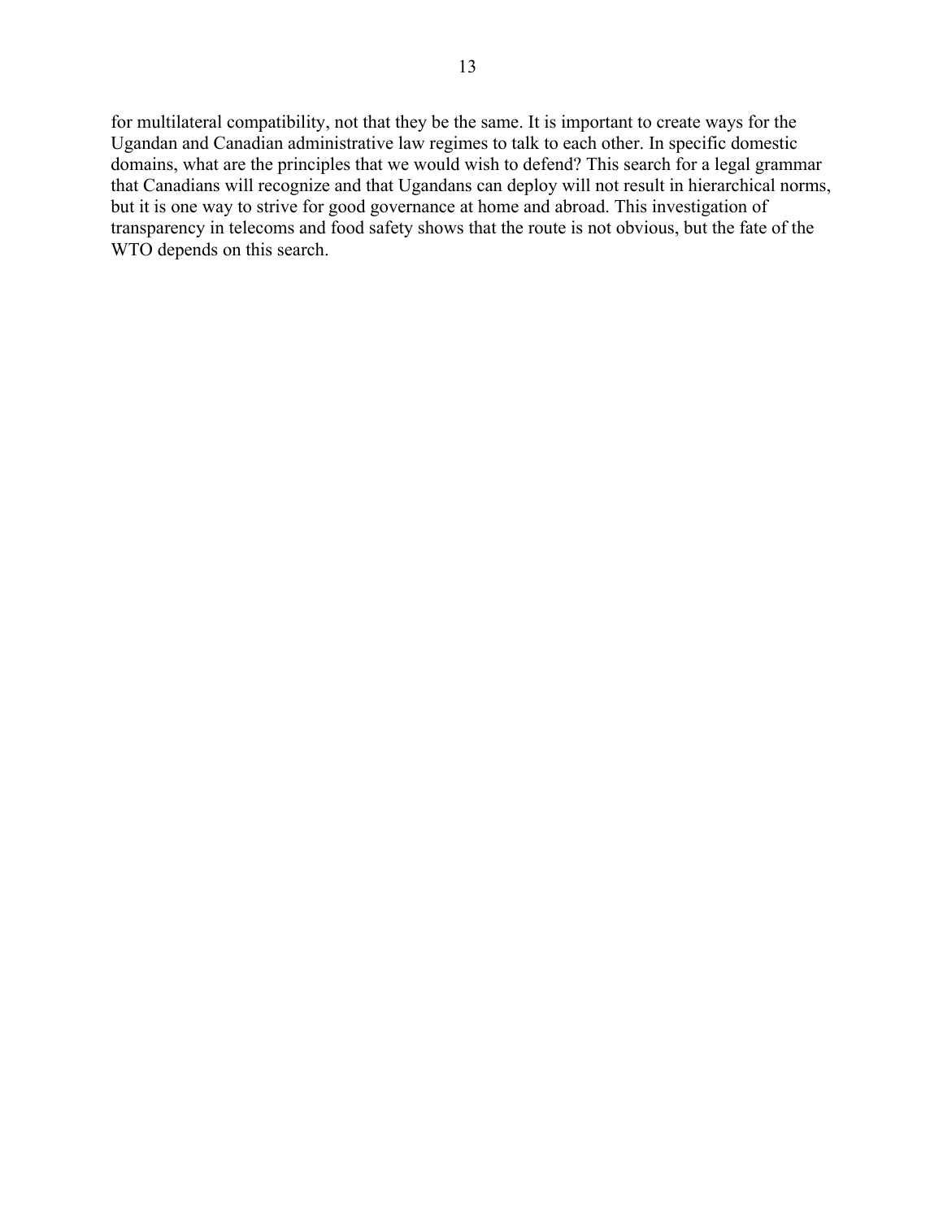for multilateral compatibility, not that they be the same. It is important to create ways for the Ugandan and Canadian administrative law regimes to talk to each other. In specific domestic domains, what are the principles that we would wish to defend? This search for a legal grammar that Canadians will recognize and that Ugandans can deploy will not result in hierarchical norms, but it is one way to strive for good governance at home and abroad. This investigation of transparency in telecoms and food safety shows that the route is not obvious, but the fate of the WTO depends on this search.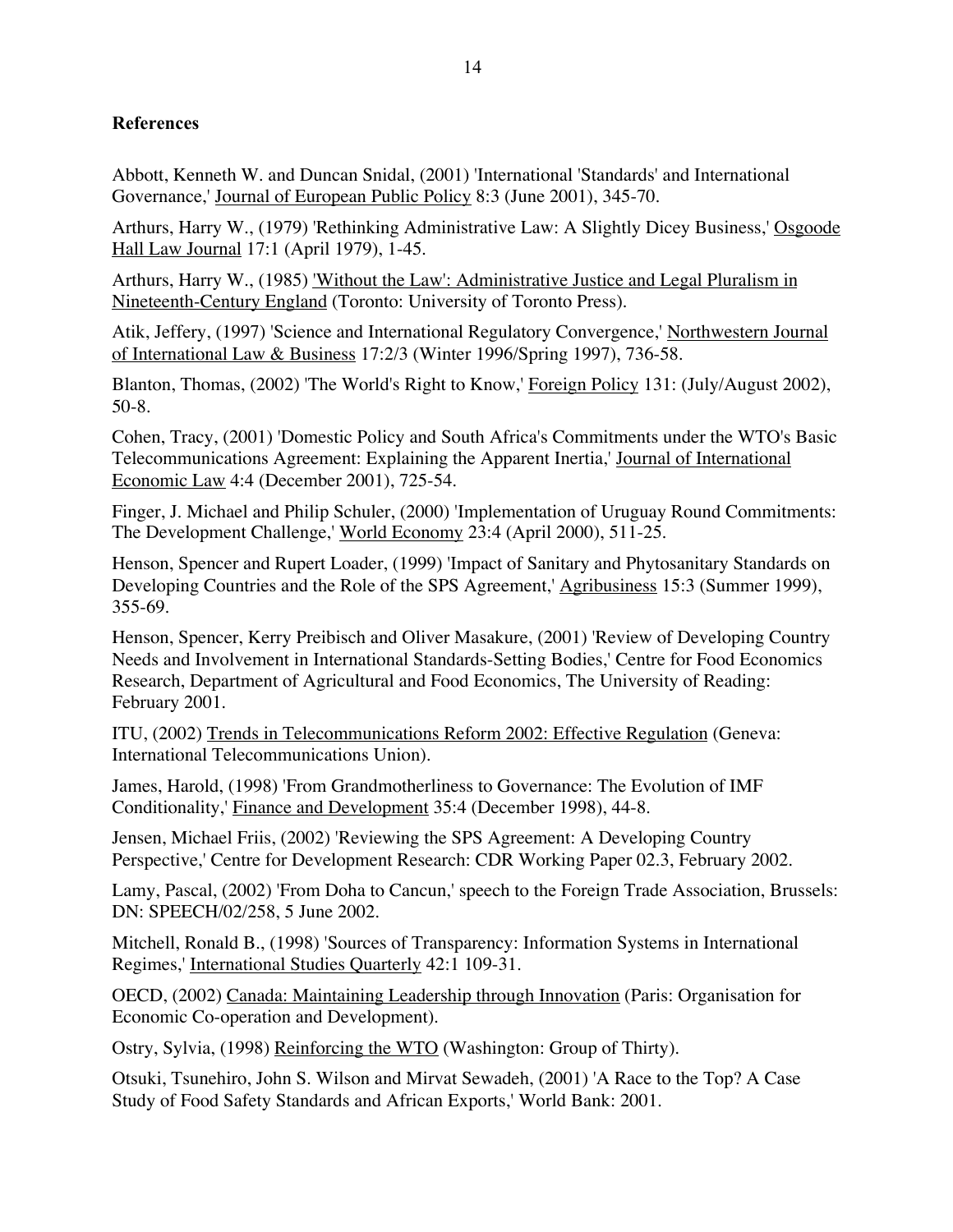## References

Abbott, Kenneth W. and Duncan Snidal, (2001) 'International 'Standards' and International Governance,' Journal of European Public Policy 8:3 (June 2001), 345-70.

Arthurs, Harry W., (1979) 'Rethinking Administrative Law: A Slightly Dicey Business,' Osgoode Hall Law Journal 17:1 (April 1979), 1-45.

Arthurs, Harry W., (1985) 'Without the Law': Administrative Justice and Legal Pluralism in Nineteenth-Century England (Toronto: University of Toronto Press).

Atik, Jeffery, (1997) 'Science and International Regulatory Convergence,' Northwestern Journal of International Law & Business 17:2/3 (Winter 1996/Spring 1997), 736-58.

Blanton, Thomas, (2002) 'The World's Right to Know,' Foreign Policy 131: (July/August 2002), 50-8.

Cohen, Tracy, (2001) 'Domestic Policy and South Africa's Commitments under the WTO's Basic Telecommunications Agreement: Explaining the Apparent Inertia,' Journal of International Economic Law 4:4 (December 2001), 725-54.

Finger, J. Michael and Philip Schuler, (2000) 'Implementation of Uruguay Round Commitments: The Development Challenge,' World Economy 23:4 (April 2000), 511-25.

Henson, Spencer and Rupert Loader, (1999) 'Impact of Sanitary and Phytosanitary Standards on Developing Countries and the Role of the SPS Agreement,' Agribusiness 15:3 (Summer 1999), 355-69.

Henson, Spencer, Kerry Preibisch and Oliver Masakure, (2001) 'Review of Developing Country Needs and Involvement in International Standards-Setting Bodies,' Centre for Food Economics Research, Department of Agricultural and Food Economics, The University of Reading: February 2001.

ITU, (2002) Trends in Telecommunications Reform 2002: Effective Regulation (Geneva: International Telecommunications Union).

James, Harold, (1998) 'From Grandmotherliness to Governance: The Evolution of IMF Conditionality,' Finance and Development 35:4 (December 1998), 44-8.

Jensen, Michael Friis, (2002) 'Reviewing the SPS Agreement: A Developing Country Perspective,' Centre for Development Research: CDR Working Paper 02.3, February 2002.

Lamy, Pascal, (2002) 'From Doha to Cancun,' speech to the Foreign Trade Association, Brussels: DN: SPEECH/02/258, 5 June 2002.

Mitchell, Ronald B., (1998) 'Sources of Transparency: Information Systems in International Regimes,' International Studies Quarterly 42:1 109-31.

OECD, (2002) Canada: Maintaining Leadership through Innovation (Paris: Organisation for Economic Co-operation and Development).

Ostry, Sylvia, (1998) Reinforcing the WTO (Washington: Group of Thirty).

Otsuki, Tsunehiro, John S. Wilson and Mirvat Sewadeh, (2001) 'A Race to the Top? A Case Study of Food Safety Standards and African Exports,' World Bank: 2001.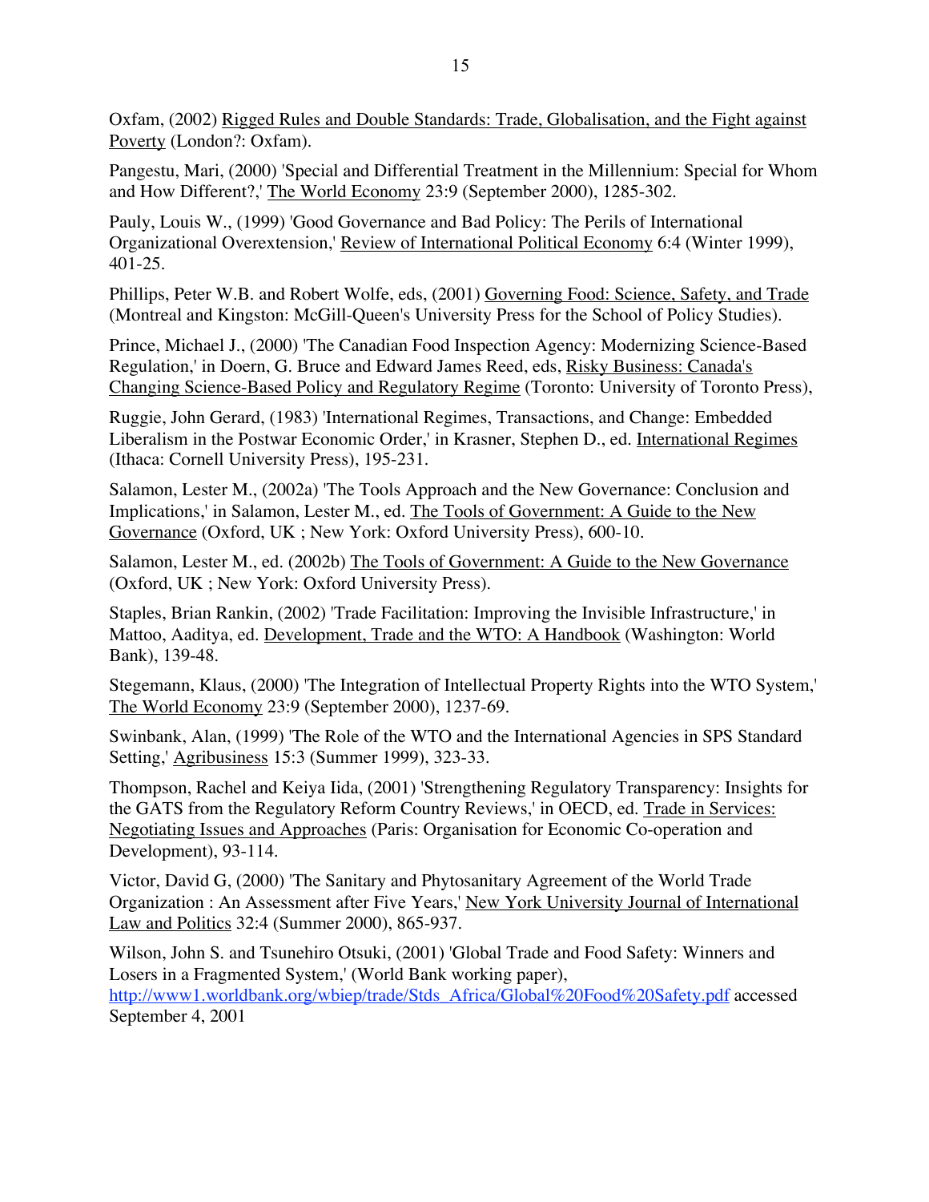Oxfam, (2002) Rigged Rules and Double Standards: Trade, Globalisation, and the Fight against Poverty (London?: Oxfam).

Pangestu, Mari, (2000) 'Special and Differential Treatment in the Millennium: Special for Whom and How Different?,' The World Economy 23:9 (September 2000), 1285-302.

Pauly, Louis W., (1999) 'Good Governance and Bad Policy: The Perils of International Organizational Overextension,' Review of International Political Economy 6:4 (Winter 1999), 401-25.

Phillips, Peter W.B. and Robert Wolfe, eds, (2001) Governing Food: Science, Safety, and Trade (Montreal and Kingston: McGill-Queen's University Press for the School of Policy Studies).

Prince, Michael J., (2000) 'The Canadian Food Inspection Agency: Modernizing Science-Based Regulation,' in Doern, G. Bruce and Edward James Reed, eds, Risky Business: Canada's Changing Science-Based Policy and Regulatory Regime (Toronto: University of Toronto Press),

Ruggie, John Gerard, (1983) 'International Regimes, Transactions, and Change: Embedded Liberalism in the Postwar Economic Order,' in Krasner, Stephen D., ed. International Regimes (Ithaca: Cornell University Press), 195-231.

Salamon, Lester M., (2002a) 'The Tools Approach and the New Governance: Conclusion and Implications,' in Salamon, Lester M., ed. The Tools of Government: A Guide to the New Governance (Oxford, UK ; New York: Oxford University Press), 600-10.

Salamon, Lester M., ed. (2002b) The Tools of Government: A Guide to the New Governance (Oxford, UK ; New York: Oxford University Press).

Staples, Brian Rankin, (2002) 'Trade Facilitation: Improving the Invisible Infrastructure,' in Mattoo, Aaditya, ed. Development, Trade and the WTO: A Handbook (Washington: World Bank), 139-48.

Stegemann, Klaus, (2000) 'The Integration of Intellectual Property Rights into the WTO System,' The World Economy 23:9 (September 2000), 1237-69.

Swinbank, Alan, (1999) 'The Role of the WTO and the International Agencies in SPS Standard Setting,' Agribusiness 15:3 (Summer 1999), 323-33.

Thompson, Rachel and Keiya Iida, (2001) 'Strengthening Regulatory Transparency: Insights for the GATS from the Regulatory Reform Country Reviews,' in OECD, ed. Trade in Services: Negotiating Issues and Approaches (Paris: Organisation for Economic Co-operation and Development), 93-114.

Victor, David G, (2000) 'The Sanitary and Phytosanitary Agreement of the World Trade Organization : An Assessment after Five Years,' New York University Journal of International Law and Politics 32:4 (Summer 2000), 865-937.

Wilson, John S. and Tsunehiro Otsuki, (2001) 'Global Trade and Food Safety: Winners and Losers in a Fragmented System,' (World Bank working paper), http://www1.worldbank.org/wbiep/trade/Stds_Africa/Global%20Food%20Safety.pdf accessed September 4, 2001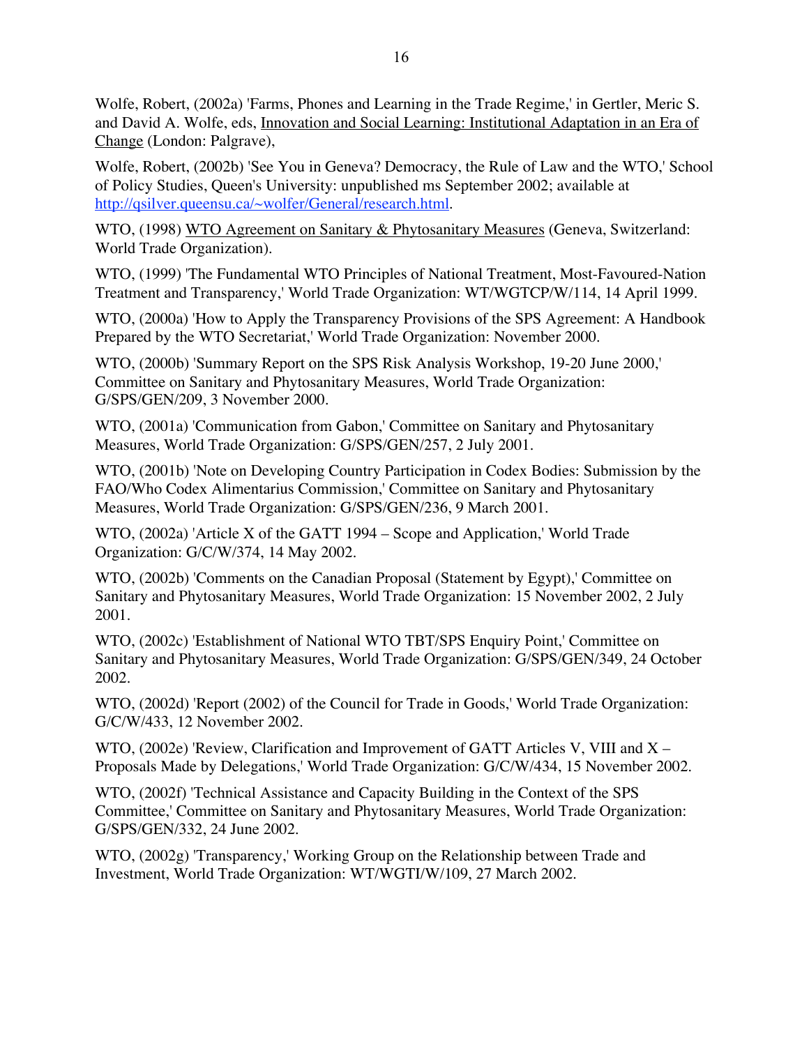Wolfe, Robert, (2002a) 'Farms, Phones and Learning in the Trade Regime,' in Gertler, Meric S. and David A. Wolfe, eds, Innovation and Social Learning: Institutional Adaptation in an Era of Change (London: Palgrave),

Wolfe, Robert, (2002b) 'See You in Geneva? Democracy, the Rule of Law and the WTO,' School of Policy Studies, Queen's University: unpublished ms September 2002; available at http://qsilver.queensu.ca/~wolfer/General/research.html.

WTO, (1998) WTO Agreement on Sanitary & Phytosanitary Measures (Geneva, Switzerland: World Trade Organization).

WTO, (1999) 'The Fundamental WTO Principles of National Treatment, Most-Favoured-Nation Treatment and Transparency,' World Trade Organization: WT/WGTCP/W/114, 14 April 1999.

WTO, (2000a) 'How to Apply the Transparency Provisions of the SPS Agreement: A Handbook Prepared by the WTO Secretariat,' World Trade Organization: November 2000.

WTO, (2000b) 'Summary Report on the SPS Risk Analysis Workshop, 19-20 June 2000,' Committee on Sanitary and Phytosanitary Measures, World Trade Organization: G/SPS/GEN/209, 3 November 2000.

WTO, (2001a) 'Communication from Gabon,' Committee on Sanitary and Phytosanitary Measures, World Trade Organization: G/SPS/GEN/257, 2 July 2001.

WTO, (2001b) 'Note on Developing Country Participation in Codex Bodies: Submission by the FAO/Who Codex Alimentarius Commission,' Committee on Sanitary and Phytosanitary Measures, World Trade Organization: G/SPS/GEN/236, 9 March 2001.

WTO, (2002a) 'Article X of the GATT 1994 – Scope and Application,' World Trade Organization: G/C/W/374, 14 May 2002.

WTO, (2002b) 'Comments on the Canadian Proposal (Statement by Egypt),' Committee on Sanitary and Phytosanitary Measures, World Trade Organization: 15 November 2002, 2 July 2001.

WTO, (2002c) 'Establishment of National WTO TBT/SPS Enquiry Point,' Committee on Sanitary and Phytosanitary Measures, World Trade Organization: G/SPS/GEN/349, 24 October 2002.

WTO, (2002d) 'Report (2002) of the Council for Trade in Goods,' World Trade Organization: G/C/W/433, 12 November 2002.

WTO, (2002e) 'Review, Clarification and Improvement of GATT Articles V, VIII and X – Proposals Made by Delegations,' World Trade Organization: G/C/W/434, 15 November 2002.

WTO, (2002f) 'Technical Assistance and Capacity Building in the Context of the SPS Committee,' Committee on Sanitary and Phytosanitary Measures, World Trade Organization: G/SPS/GEN/332, 24 June 2002.

WTO, (2002g) 'Transparency,' Working Group on the Relationship between Trade and Investment, World Trade Organization: WT/WGTI/W/109, 27 March 2002.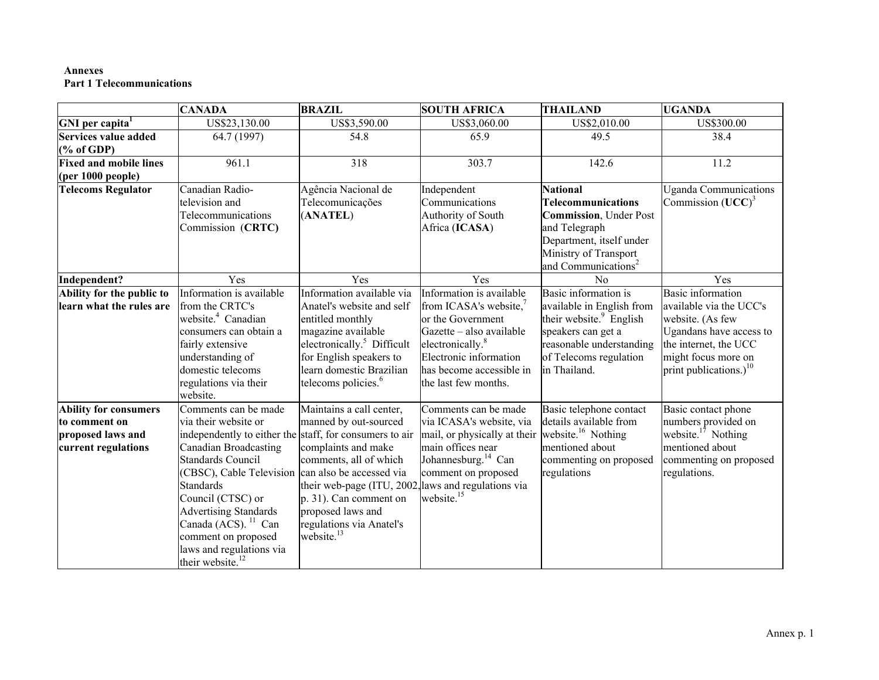**Annexes**
**Part 1 Telecommunications**

| | CANADA | BRAZIL | SOUTH AFRICA | THAILAND | UGANDA |
|---|---|---|---|---|---|
| **GNI per capita**[1] | US$23,130.00 | US$3,590.00 | US$3,060.00 | US$2,010.00 | US$300.00 |
| **Services value added (% of GDP)** | 64.7 (1997) | 54.8 | 65.9 | 49.5 | 38.4 |
| **Fixed and mobile lines (per 1000 people)** | 961.1 | 318 | 303.7 | 142.6 | 11.2 |
| **Telecoms Regulator** | Canadian Radio-television and Telecommunications Commission (**CRTC**) | Agência Nacional de Telecomunicações (**ANATEL**) | Independent Communications Authority of South Africa (**ICASA**) | **National Telecommunications Commission**, Under Post and Telegraph Department, itself under Ministry of Transport and Communications[2] | Uganda Communications Commission (**UCC**)[3] |
| **Independent?** | Yes | Yes | Yes | No | Yes |
| **Ability for the public to learn what the rules are** | Information is available from the CRTC's website.[4] Canadian consumers can obtain a fairly extensive understanding of domestic telecoms regulations via their website. | Information available via Anatel's website and self entitled monthly magazine available electronically.[5] Difficult for English speakers to learn domestic Brazilian telecoms policies.[6] | Information is available from ICASA's website,[7] or the Government Gazette – also available electronically.[8] Electronic information has become accessible in the last few months. | Basic information is available in English from their website.[9] English speakers can get a reasonable understanding of Telecoms regulation in Thailand. | Basic information available via the UCC's website. (As few Ugandans have access to the internet, the UCC might focus more on print publications.)[10] |
| **Ability for consumers to comment on proposed laws and current regulations** | Comments can be made via their website or independently to either the Canadian Broadcasting Standards Council (CBSC), Cable Television Standards Council (CTSC) or Advertising Standards Canada (ACS).[11] Can comment on proposed laws and regulations via their website.[12] | Maintains a call center, manned by out-sourced staff, for consumers to air complaints and make comments, all of which can also be accessed via their web-page (ITU, 2002, p. 31). Can comment on proposed laws and regulations via Anatel's website.[13] | Comments can be made via ICASA's website, via mail, or physically at their main offices near Johannesburg.[14] Can comment on proposed laws and regulations via website.[15] | Basic telephone contact details available from website.[16] Nothing mentioned about commenting on proposed regulations | Basic contact phone numbers provided on website.[17] Nothing mentioned about commenting on proposed regulations. |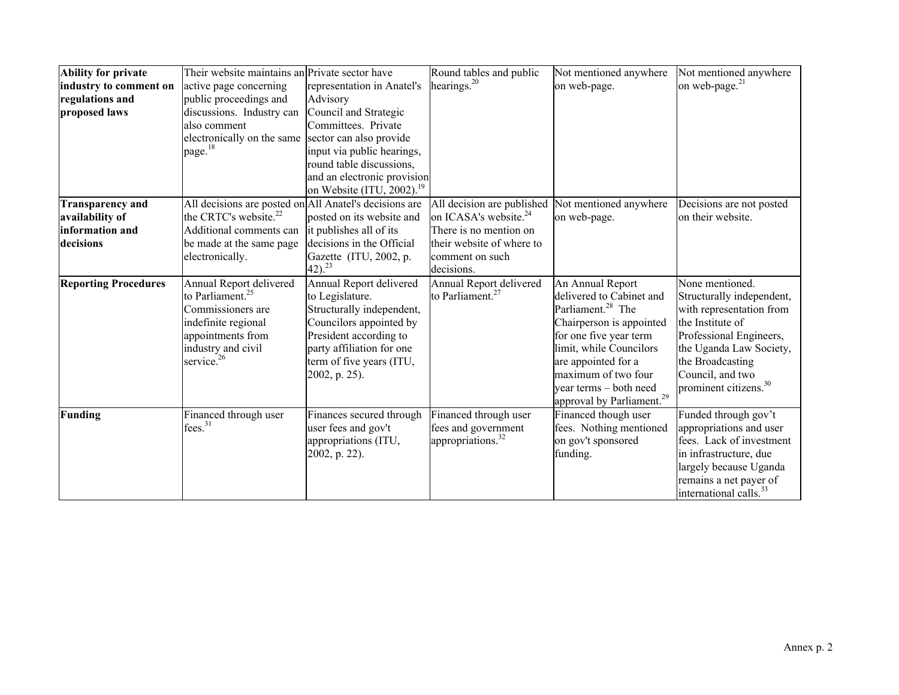| **Ability for private industry to comment on regulations and proposed laws** | Their website maintains an active page concerning public proceedings and discussions. Industry can also comment electronically on the same page.[18] | Private sector have representation in Anatel's Advisory Council and Strategic Committees. Private sector can also provide input via public hearings, round table discussions, and an electronic provision on Website (ITU, 2002).[19] | Round tables and public hearings.[20] | Not mentioned anywhere on web-page. | Not mentioned anywhere on web-page.[21] |
|---|---|---|---|---|---|
| **Transparency and availability of information and decisions** | All decisions are posted on the CRTC's website.[22] Additional comments can be made at the same page electronically. | All Anatel's decisions are posted on its website and it publishes all of its decisions in the Official Gazette (ITU, 2002, p. 42).[23] | All decision are published on ICASA's website.[24] There is no mention on their website of where to comment on such decisions. | Not mentioned anywhere on web-page. | Decisions are not posted on their website. |
| **Reporting Procedures** | Annual Report delivered to Parliament.[25] Commissioners are indefinite regional appointments from industry and civil service.[26] | Annual Report delivered to Legislature. Structurally independent, Councilors appointed by President according to party affiliation for one term of five years (ITU, 2002, p. 25). | Annual Report delivered to Parliament.[27] | An Annual Report delivered to Cabinet and Parliament.[28] The Chairperson is appointed for one five year term limit, while Councilors are appointed for a maximum of two four year terms – both need approval by Parliament.[29] | None mentioned. Structurally independent, with representation from the Institute of Professional Engineers, the Uganda Law Society, the Broadcasting Council, and two prominent citizens.[30] |
| **Funding** | Financed through user fees.[31] | Finances secured through user fees and gov't appropriations (ITU, 2002, p. 22). | Financed through user fees and government appropriations.[32] | Financed though user fees. Nothing mentioned on gov't sponsored funding. | Funded through gov't appropriations and user fees. Lack of investment in infrastructure, due largely because Uganda remains a net payer of international calls.[33] |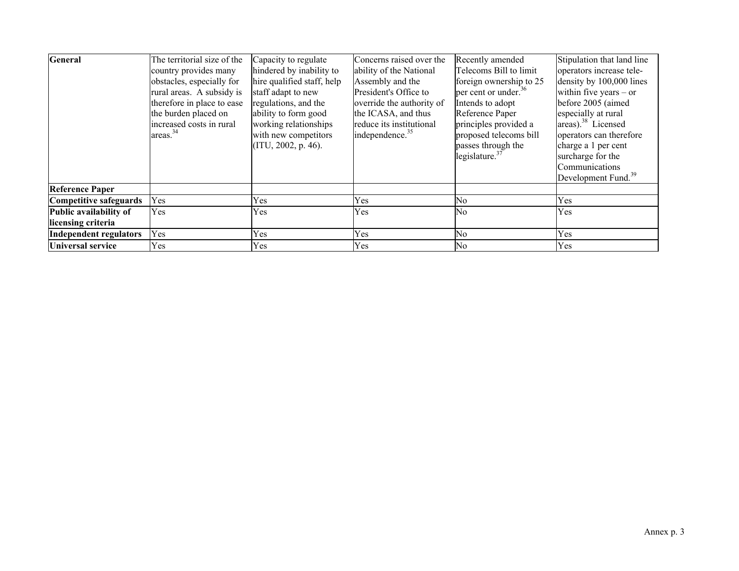| General | The territorial size of the country provides many obstacles, especially for rural areas. A subsidy is therefore in place to ease the burden placed on increased costs in rural areas.[34] | Capacity to regulate hindered by inability to hire qualified staff, help staff adapt to new regulations, and the ability to form good working relationships with new competitors (ITU, 2002, p. 46). | Concerns raised over the ability of the National Assembly and the President's Office to override the authority of the ICASA, and thus reduce its institutional independence.[35] | Recently amended Telecoms Bill to limit foreign ownership to 25 per cent or under.[36] Intends to adopt Reference Paper principles provided a proposed telecoms bill passes through the legislature.[37] | Stipulation that land line operators increase tele-density by 100,000 lines within five years – or before 2005 (aimed especially at rural areas).[38] Licensed operators can therefore charge a 1 per cent surcharge for the Communications Development Fund.[39] |
|---|---|---|---|---|---|
| **Reference Paper** | | | | | |
| **Competitive safeguards** | Yes | Yes | Yes | No | Yes |
| **Public availability of licensing criteria** | Yes | Yes | Yes | No | Yes |
| **Independent regulators** | Yes | Yes | Yes | No | Yes |
| **Universal service** | Yes | Yes | Yes | No | Yes |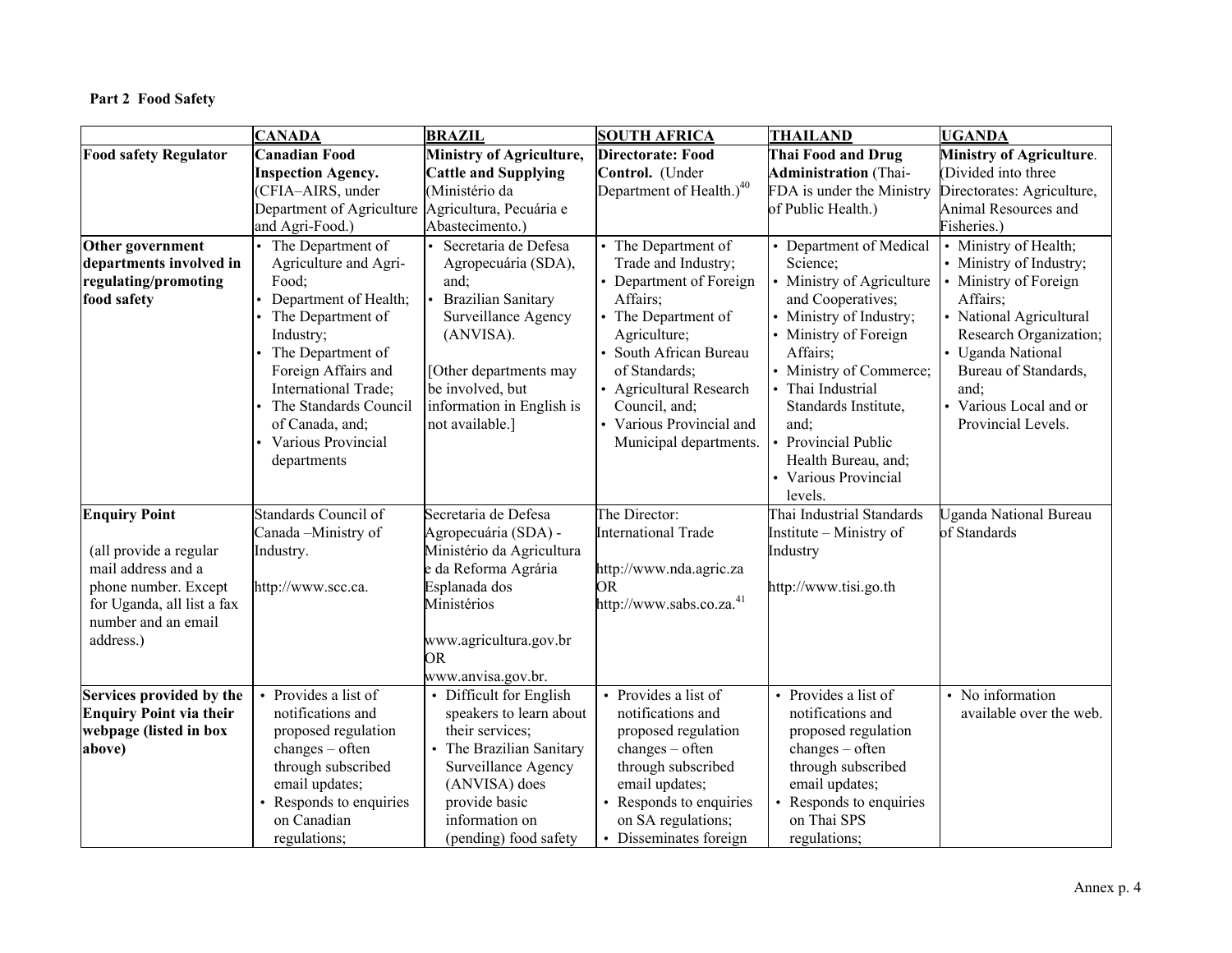**Part 2 Food Safety**

| | CANADA | BRAZIL | SOUTH AFRICA | THAILAND | UGANDA |
|---|---|---|---|---|---|
| **Food safety Regulator** | **Canadian Food Inspection Agency.** (CFIA–AIRS, under Department of Agriculture and Agri-Food.) | **Ministry of Agriculture, Cattle and Supplying** (Ministério da Agricultura, Pecuária e Abastecimento.) | **Directorate: Food Control.** (Under Department of Health.)[40] | **Thai Food and Drug Administration** (Thai-FDA is under the Ministry of Public Health.) | **Ministry of Agriculture**. (Divided into three Directorates: Agriculture, Animal Resources and Fisheries.) |
| **Other government departments involved in regulating/promoting food safety** | • The Department of Agriculture and Agri-Food; • Department of Health; • The Department of Industry; • The Department of Foreign Affairs and International Trade; • The Standards Council of Canada, and; • Various Provincial departments | • Secretaria de Defesa Agropecuária (SDA), and; • Brazilian Sanitary Surveillance Agency (ANVISA). [Other departments may be involved, but information in English is not available.] | • The Department of Trade and Industry; • Department of Foreign Affairs; • The Department of Agriculture; • South African Bureau of Standards; • Agricultural Research Council, and; • Various Provincial and Municipal departments. | • Department of Medical Science; • Ministry of Agriculture and Cooperatives; • Ministry of Industry; • Ministry of Foreign Affairs; • Ministry of Commerce; • Thai Industrial Standards Institute, and; • Provincial Public Health Bureau, and; • Various Provincial levels. | • Ministry of Health; • Ministry of Industry; • Ministry of Foreign Affairs; • National Agricultural Research Organization; • Uganda National Bureau of Standards, and; • Various Local and or Provincial Levels. |
| **Enquiry Point** (all provide a regular mail address and a phone number. Except for Uganda, all list a fax number and an email address.) | Standards Council of Canada –Ministry of Industry. http://www.scc.ca. | Secretaria de Defesa Agropecuária (SDA) - Ministério da Agricultura e da Reforma Agrária Esplanada dos Ministérios www.agricultura.gov.br OR www.anvisa.gov.br. | The Director: International Trade http://www.nda.agric.za OR http://www.sabs.co.za.[41] | Thai Industrial Standards Institute – Ministry of Industry http://www.tisi.go.th | Uganda National Bureau of Standards |
| **Services provided by the Enquiry Point via their webpage (listed in box above)** | • Provides a list of notifications and proposed regulation changes – often through subscribed email updates; • Responds to enquiries on Canadian regulations; | • Difficult for English speakers to learn about their services; • The Brazilian Sanitary Surveillance Agency (ANVISA) does provide basic information on (pending) food safety | • Provides a list of notifications and proposed regulation changes – often through subscribed email updates; • Responds to enquiries on SA regulations; • Disseminates foreign | • Provides a list of notifications and proposed regulation changes – often through subscribed email updates; • Responds to enquiries on Thai SPS regulations; | • No information available over the web. |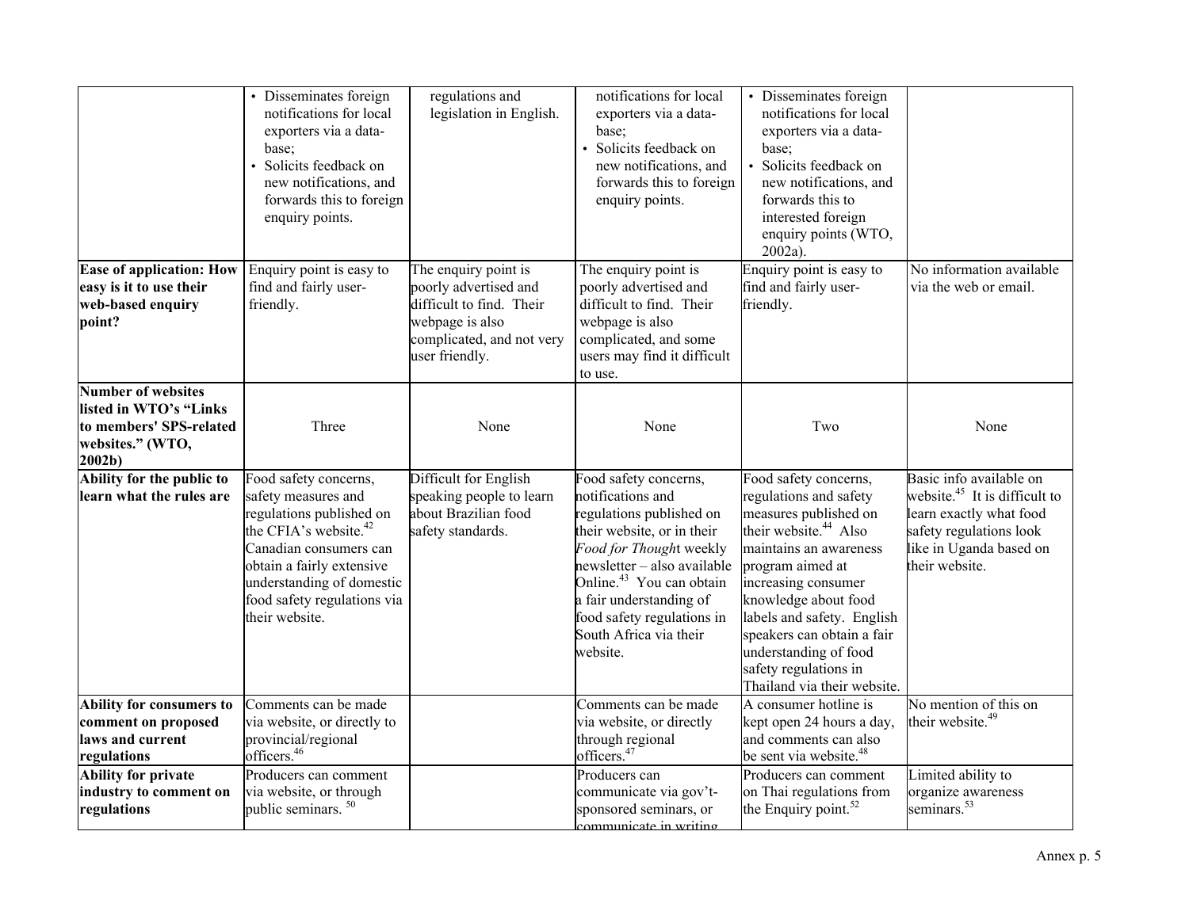| | | | | | |
|---|---|---|---|---|---|
| | • Disseminates foreign notifications for local exporters via a data-base; • Solicits feedback on new notifications, and forwards this to foreign enquiry points. | regulations and legislation in English. | notifications for local exporters via a data-base; • Solicits feedback on new notifications, and forwards this to foreign enquiry points. | • Disseminates foreign notifications for local exporters via a data-base; • Solicits feedback on new notifications, and forwards this to interested foreign enquiry points (WTO, 2002a). | |
| **Ease of application: How easy is it to use their web-based enquiry point?** | Enquiry point is easy to find and fairly user-friendly. | The enquiry point is poorly advertised and difficult to find. Their webpage is also complicated, and not very user friendly. | The enquiry point is poorly advertised and difficult to find. Their webpage is also complicated, and some users may find it difficult to use. | Enquiry point is easy to find and fairly user-friendly. | No information available via the web or email. |
| **Number of websites listed in WTO's "Links to members' SPS-related websites." (WTO, 2002b)** | Three | None | None | Two | None |
| **Ability for the public to learn what the rules are** | Food safety concerns, safety measures and regulations published on the CFIA's website.[42] Canadian consumers can obtain a fairly extensive understanding of domestic food safety regulations via their website. | Difficult for English speaking people to learn about Brazilian food safety standards. | Food safety concerns, notifications and regulations published on their website, or in their *Food for Thought* weekly newsletter – also available Online.[43] You can obtain a fair understanding of food safety regulations in South Africa via their website. | Food safety concerns, regulations and safety measures published on their website.[44] Also maintains an awareness program aimed at increasing consumer knowledge about food labels and safety. English speakers can obtain a fair understanding of food safety regulations in Thailand via their website. | Basic info available on website.[45] It is difficult to learn exactly what food safety regulations look like in Uganda based on their website. |
| **Ability for consumers to comment on proposed laws and current regulations** | Comments can be made via website, or directly to provincial/regional officers.[46] | | Comments can be made via website, or directly through regional officers.[47] | A consumer hotline is kept open 24 hours a day, and comments can also be sent via website.[48] | No mention of this on their website.[49] |
| **Ability for private industry to comment on regulations** | Producers can comment via website, or through public seminars.[50] | | Producers can communicate via gov't-sponsored seminars, or communicate in writing | Producers can comment on Thai regulations from the Enquiry point.[52] | Limited ability to organize awareness seminars.[53] |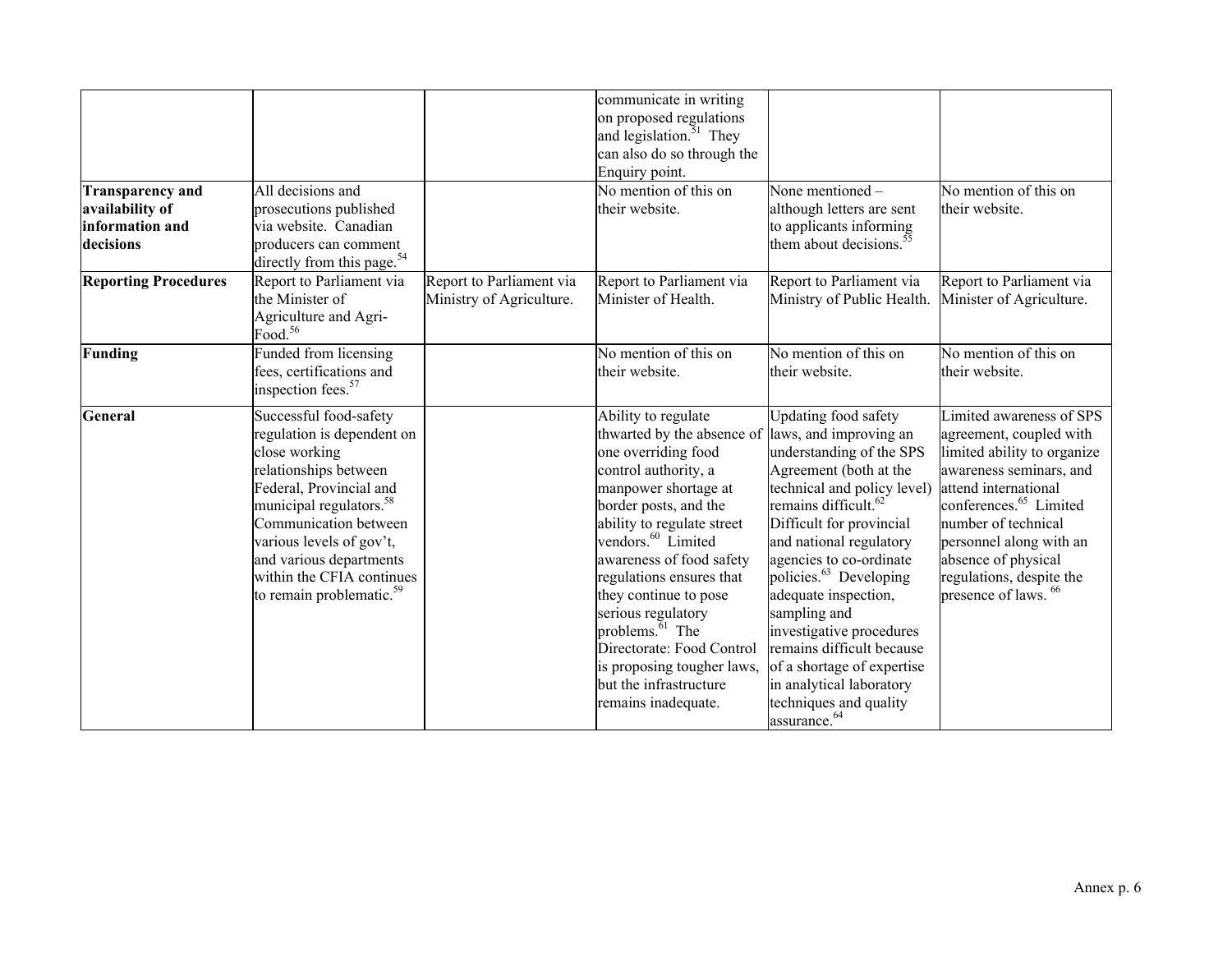| | | | | | |
|---|---|---|---|---|---|
| | | | communicate in writing on proposed regulations and legislation.[51] They can also do so through the Enquiry point. | | |
| **Transparency and availability of information and decisions** | All decisions and prosecutions published via website. Canadian producers can comment directly from this page.[54] | | No mention of this on their website. | None mentioned – although letters are sent to applicants informing them about decisions.[55] | No mention of this on their website. |
| **Reporting Procedures** | Report to Parliament via the Minister of Agriculture and Agri-Food.[56] | Report to Parliament via Ministry of Agriculture. | Report to Parliament via Minister of Health. | Report to Parliament via Ministry of Public Health. | Report to Parliament via Minister of Agriculture. |
| **Funding** | Funded from licensing fees, certifications and inspection fees.[57] | | No mention of this on their website. | No mention of this on their website. | No mention of this on their website. |
| **General** | Successful food-safety regulation is dependent on close working relationships between Federal, Provincial and municipal regulators.[58] Communication between various levels of gov't, and various departments within the CFIA continues to remain problematic.[59] | | Ability to regulate thwarted by the absence of one overriding food control authority, a manpower shortage at border posts, and the ability to regulate street vendors.[60] Limited awareness of food safety regulations ensures that they continue to pose serious regulatory problems.[61] The Directorate: Food Control is proposing tougher laws, but the infrastructure remains inadequate. | Updating food safety laws, and improving an understanding of the SPS Agreement (both at the technical and policy level) remains difficult.[62] Difficult for provincial and national regulatory agencies to co-ordinate policies.[63] Developing adequate inspection, sampling and investigative procedures remains difficult because of a shortage of expertise in analytical laboratory techniques and quality assurance.[64] | Limited awareness of SPS agreement, coupled with limited ability to organize awareness seminars, and attend international conferences.[65] Limited number of technical personnel along with an absence of physical regulations, despite the presence of laws. [66] |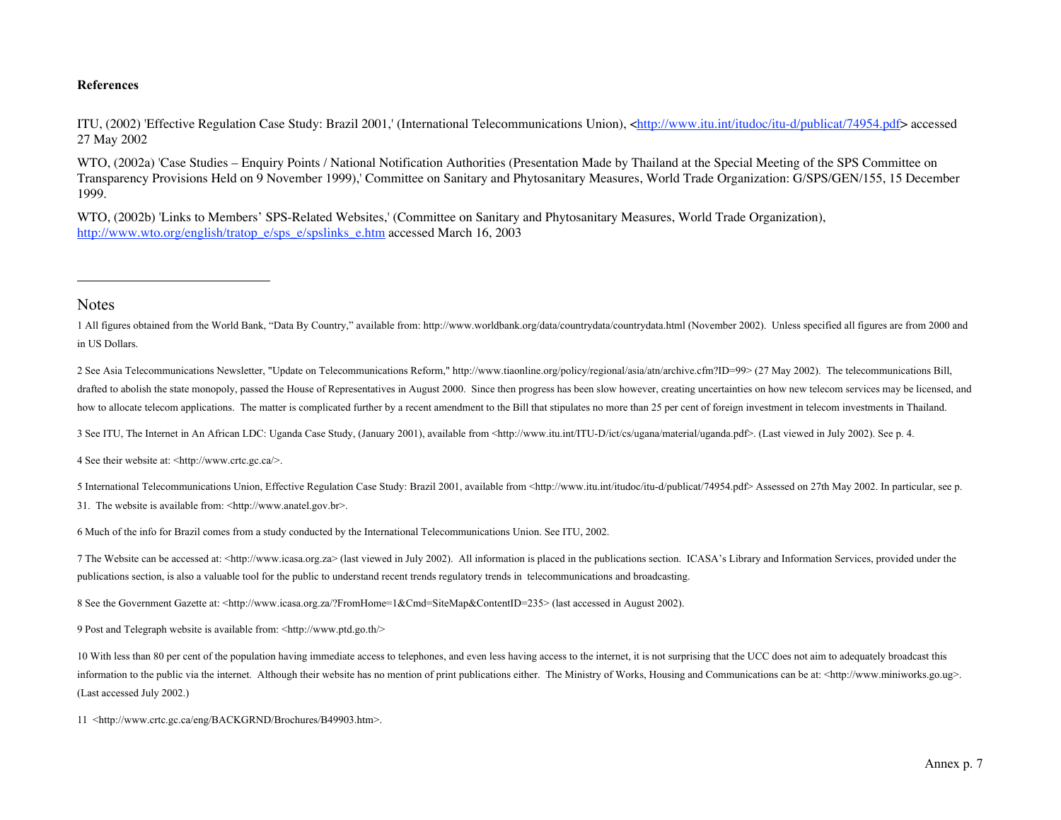**References**

ITU, (2002) 'Effective Regulation Case Study: Brazil 2001,' (International Telecommunications Union), <http://www.itu.int/itudoc/itu-d/publicat/74954.pdf> accessed 27 May 2002

WTO, (2002a) 'Case Studies – Enquiry Points / National Notification Authorities (Presentation Made by Thailand at the Special Meeting of the SPS Committee on Transparency Provisions Held on 9 November 1999),' Committee on Sanitary and Phytosanitary Measures, World Trade Organization: G/SPS/GEN/155, 15 December 1999.

WTO, (2002b) 'Links to Members' SPS-Related Websites,' (Committee on Sanitary and Phytosanitary Measures, World Trade Organization), http://www.wto.org/english/tratop_e/sps_e/spslinks_e.htm accessed March 16, 2003

---

## Notes

1 All figures obtained from the World Bank, "Data By Country," available from: http://www.worldbank.org/data/countrydata/countrydata.html (November 2002). Unless specified all figures are from 2000 and in US Dollars.

2 See Asia Telecommunications Newsletter, "Update on Telecommunications Reform," http://www.tiaonline.org/policy/regional/asia/atn/archive.cfm?ID=99> (27 May 2002). The telecommunications Bill, drafted to abolish the state monopoly, passed the House of Representatives in August 2000. Since then progress has been slow however, creating uncertainties on how new telecom services may be licensed, and how to allocate telecom applications. The matter is complicated further by a recent amendment to the Bill that stipulates no more than 25 per cent of foreign investment in telecom investments in Thailand.

3 See ITU, The Internet in An African LDC: Uganda Case Study, (January 2001), available from <http://www.itu.int/ITU-D/ict/cs/ugana/material/uganda.pdf>. (Last viewed in July 2002). See p. 4.

4 See their website at: <http://www.crtc.gc.ca/>.

5 International Telecommunications Union, Effective Regulation Case Study: Brazil 2001, available from <http://www.itu.int/itudoc/itu-d/publicat/74954.pdf> Assessed on 27th May 2002. In particular, see p. 31. The website is available from: <http://www.anatel.gov.br>.

6 Much of the info for Brazil comes from a study conducted by the International Telecommunications Union. See ITU, 2002.

7 The Website can be accessed at: <http://www.icasa.org.za> (last viewed in July 2002). All information is placed in the publications section. ICASA's Library and Information Services, provided under the publications section, is also a valuable tool for the public to understand recent trends regulatory trends in telecommunications and broadcasting.

8 See the Government Gazette at: <http://www.icasa.org.za/?FromHome=1&Cmd=SiteMap&ContentID=235> (last accessed in August 2002).

9 Post and Telegraph website is available from: <http://www.ptd.go.th/>

10 With less than 80 per cent of the population having immediate access to telephones, and even less having access to the internet, it is not surprising that the UCC does not aim to adequately broadcast this information to the public via the internet. Although their website has no mention of print publications either. The Ministry of Works, Housing and Communications can be at: <http://www.miniworks.go.ug>. (Last accessed July 2002.)

11 <http://www.crtc.gc.ca/eng/BACKGRND/Brochures/B49903.htm>.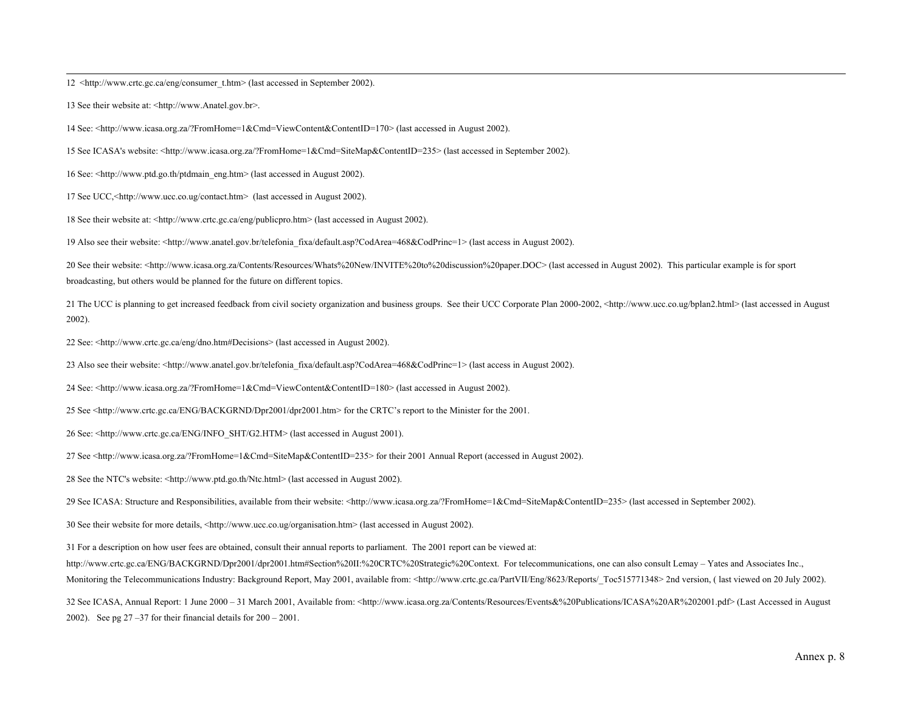12 <http://www.crtc.gc.ca/eng/consumer_t.htm> (last accessed in September 2002).

13 See their website at: <http://www.Anatel.gov.br>.

14 See: <http://www.icasa.org.za/?FromHome=1&Cmd=ViewContent&ContentID=170> (last accessed in August 2002).

15 See ICASA's website: <http://www.icasa.org.za/?FromHome=1&Cmd=SiteMap&ContentID=235> (last accessed in September 2002).

16 See: <http://www.ptd.go.th/ptdmain_eng.htm> (last accessed in August 2002).

17 See UCC,<http://www.ucc.co.ug/contact.htm> (last accessed in August 2002).

18 See their website at: <http://www.crtc.gc.ca/eng/publicpro.htm> (last accessed in August 2002).

19 Also see their website: <http://www.anatel.gov.br/telefonia_fixa/default.asp?CodArea=468&CodPrinc=1> (last access in August 2002).

20 See their website: <http://www.icasa.org.za/Contents/Resources/Whats%20New/INVITE%20to%20discussion%20paper.DOC> (last accessed in August 2002). This particular example is for sport broadcasting, but others would be planned for the future on different topics.

21 The UCC is planning to get increased feedback from civil society organization and business groups. See their UCC Corporate Plan 2000-2002, <http://www.ucc.co.ug/bplan2.html> (last accessed in August 2002).

22 See: <http://www.crtc.gc.ca/eng/dno.htm#Decisions> (last accessed in August 2002).

23 Also see their website: <http://www.anatel.gov.br/telefonia_fixa/default.asp?CodArea=468&CodPrinc=1> (last access in August 2002).

24 See: <http://www.icasa.org.za/?FromHome=1&Cmd=ViewContent&ContentID=180> (last accessed in August 2002).

25 See <http://www.crtc.gc.ca/ENG/BACKGRND/Dpr2001/dpr2001.htm> for the CRTC's report to the Minister for the 2001.

26 See: <http://www.crtc.gc.ca/ENG/INFO_SHT/G2.HTM> (last accessed in August 2001).

27 See <http://www.icasa.org.za/?FromHome=1&Cmd=SiteMap&ContentID=235> for their 2001 Annual Report (accessed in August 2002).

28 See the NTC's website: <http://www.ptd.go.th/Ntc.html> (last accessed in August 2002).

29 See ICASA: Structure and Responsibilities, available from their website: <http://www.icasa.org.za/?FromHome=1&Cmd=SiteMap&ContentID=235> (last accessed in September 2002).

30 See their website for more details, <http://www.ucc.co.ug/organisation.htm> (last accessed in August 2002).

31 For a description on how user fees are obtained, consult their annual reports to parliament. The 2001 report can be viewed at: http://www.crtc.gc.ca/ENG/BACKGRND/Dpr2001/dpr2001.htm#Section%20II:%20CRTC%20Strategic%20Context. For telecommunications, one can also consult Lemay – Yates and Associates Inc., Monitoring the Telecommunications Industry: Background Report, May 2001, available from: <http://www.crtc.gc.ca/PartVII/Eng/8623/Reports/_Toc515771348> 2nd version, ( last viewed on 20 July 2002).

32 See ICASA, Annual Report: 1 June 2000 – 31 March 2001, Available from: <http://www.icasa.org.za/Contents/Resources/Events&%20Publications/ICASA%20AR%202001.pdf> (Last Accessed in August 2002). See pg 27 –37 for their financial details for 200 – 2001.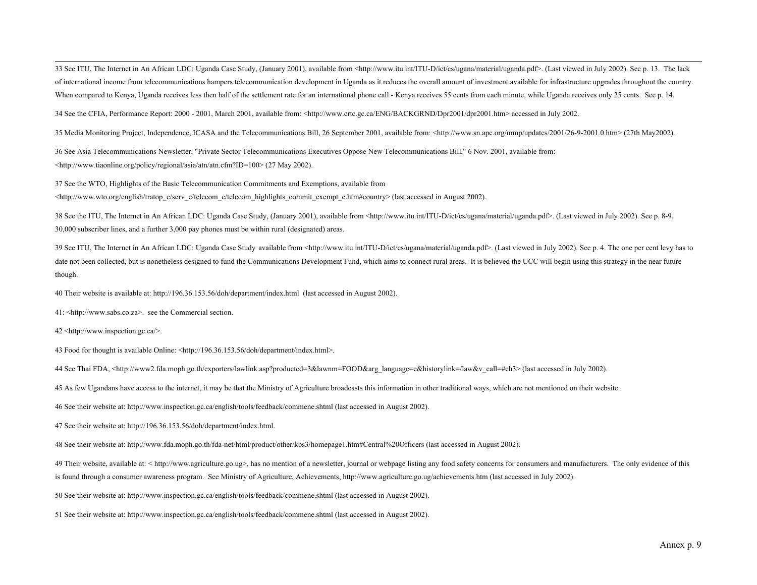33 See ITU, The Internet in An African LDC: Uganda Case Study, (January 2001), available from <http://www.itu.int/ITU-D/ict/cs/ugana/material/uganda.pdf>. (Last viewed in July 2002). See p. 13. The lack of international income from telecommunications hampers telecommunication development in Uganda as it reduces the overall amount of investment available for infrastructure upgrades throughout the country. When compared to Kenya, Uganda receives less then half of the settlement rate for an international phone call - Kenya receives 55 cents from each minute, while Uganda receives only 25 cents. See p. 14.

34 See the CFIA, Performance Report: 2000 - 2001, March 2001, available from: <http://www.crtc.gc.ca/ENG/BACKGRND/Dpr2001/dpr2001.htm> accessed in July 2002.

35 Media Monitoring Project, Independence, ICASA and the Telecommunications Bill, 26 September 2001, available from: <http://www.sn.apc.org/mmp/updates/2001/26-9-2001.0.htm> (27th May2002).

36 See Asia Telecommunications Newsletter, "Private Sector Telecommunications Executives Oppose New Telecommunications Bill," 6 Nov. 2001, available from: <http://www.tiaonline.org/policy/regional/asia/atn/atn.cfm?ID=100> (27 May 2002).

37 See the WTO, Highlights of the Basic Telecommunication Commitments and Exemptions, available from <http://www.wto.org/english/tratop_e/serv_e/telecom_e/telecom_highlights_commit_exempt_e.htm#country> (last accessed in August 2002).

38 See the ITU, The Internet in An African LDC: Uganda Case Study, (January 2001), available from <http://www.itu.int/ITU-D/ict/cs/ugana/material/uganda.pdf>. (Last viewed in July 2002). See p. 8-9. 30,000 subscriber lines, and a further 3,000 pay phones must be within rural (designated) areas.

39 See ITU, The Internet in An African LDC: Uganda Case Study available from <http://www.itu.int/ITU-D/ict/cs/ugana/material/uganda.pdf>. (Last viewed in July 2002). See p. 4. The one per cent levy has to date not been collected, but is nonetheless designed to fund the Communications Development Fund, which aims to connect rural areas. It is believed the UCC will begin using this strategy in the near future though.

40 Their website is available at: http://196.36.153.56/doh/department/index.html (last accessed in August 2002).

41: <http://www.sabs.co.za>. see the Commercial section.

42 <http://www.inspection.gc.ca/>.

43 Food for thought is available Online: <http://196.36.153.56/doh/department/index.html>.

44 See Thai FDA, <http://www2.fda.moph.go.th/exporters/lawlink.asp?productcd=3&lawnm=FOOD&arg_language=e&historylink=/law&v_call=#ch3> (last accessed in July 2002).

45 As few Ugandans have access to the internet, it may be that the Ministry of Agriculture broadcasts this information in other traditional ways, which are not mentioned on their website.

46 See their website at: http://www.inspection.gc.ca/english/tools/feedback/commene.shtml (last accessed in August 2002).

47 See their website at: http://196.36.153.56/doh/department/index.html.

48 See their website at: http://www.fda.moph.go.th/fda-net/html/product/other/kbs3/homepage1.htm#Central%20Officers (last accessed in August 2002).

49 Their website, available at: < http://www.agriculture.go.ug>, has no mention of a newsletter, journal or webpage listing any food safety concerns for consumers and manufacturers. The only evidence of this is found through a consumer awareness program. See Ministry of Agriculture, Achievements, http://www.agriculture.go.ug/achievements.htm (last accessed in July 2002).

50 See their website at: http://www.inspection.gc.ca/english/tools/feedback/commene.shtml (last accessed in August 2002).

51 See their website at: http://www.inspection.gc.ca/english/tools/feedback/commene.shtml (last accessed in August 2002).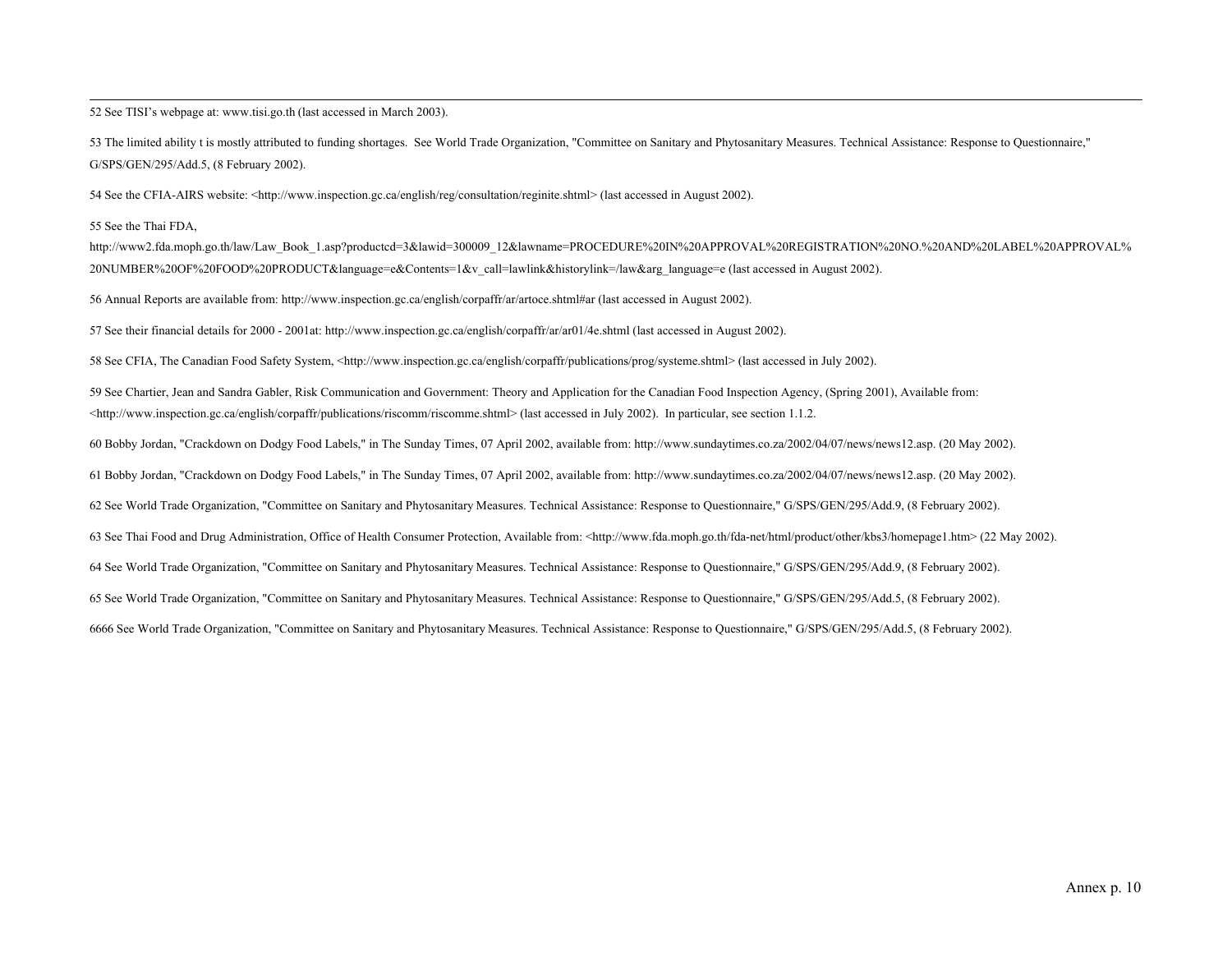52 See TISI's webpage at: www.tisi.go.th (last accessed in March 2003).

53 The limited ability t is mostly attributed to funding shortages. See World Trade Organization, "Committee on Sanitary and Phytosanitary Measures. Technical Assistance: Response to Questionnaire," G/SPS/GEN/295/Add.5, (8 February 2002).

54 See the CFIA-AIRS website: <http://www.inspection.gc.ca/english/reg/consultation/reginite.shtml> (last accessed in August 2002).

55 See the Thai FDA, http://www2.fda.moph.go.th/law/Law_Book_1.asp?productcd=3&lawid=300009_12&lawname=PROCEDURE%20IN%20APPROVAL%20REGISTRATION%20NO.%20AND%20LABEL%20APPROVAL%20NUMBER%20OF%20FOOD%20PRODUCT&language=e&Contents=1&v_call=lawlink&historylink=/law&arg_language=e (last accessed in August 2002).

56 Annual Reports are available from: http://www.inspection.gc.ca/english/corpaffr/ar/artoce.shtml#ar (last accessed in August 2002).

57 See their financial details for 2000 - 2001at: http://www.inspection.gc.ca/english/corpaffr/ar/ar01/4e.shtml (last accessed in August 2002).

58 See CFIA, The Canadian Food Safety System, <http://www.inspection.gc.ca/english/corpaffr/publications/prog/systeme.shtml> (last accessed in July 2002).

59 See Chartier, Jean and Sandra Gabler, Risk Communication and Government: Theory and Application for the Canadian Food Inspection Agency, (Spring 2001), Available from: <http://www.inspection.gc.ca/english/corpaffr/publications/riscomm/riscomme.shtml> (last accessed in July 2002). In particular, see section 1.1.2.

60 Bobby Jordan, "Crackdown on Dodgy Food Labels," in The Sunday Times, 07 April 2002, available from: http://www.sundaytimes.co.za/2002/04/07/news/news12.asp. (20 May 2002).

61 Bobby Jordan, "Crackdown on Dodgy Food Labels," in The Sunday Times, 07 April 2002, available from: http://www.sundaytimes.co.za/2002/04/07/news/news12.asp. (20 May 2002).

62 See World Trade Organization, "Committee on Sanitary and Phytosanitary Measures. Technical Assistance: Response to Questionnaire," G/SPS/GEN/295/Add.9, (8 February 2002).

63 See Thai Food and Drug Administration, Office of Health Consumer Protection, Available from: <http://www.fda.moph.go.th/fda-net/html/product/other/kbs3/homepage1.htm> (22 May 2002).

64 See World Trade Organization, "Committee on Sanitary and Phytosanitary Measures. Technical Assistance: Response to Questionnaire," G/SPS/GEN/295/Add.9, (8 February 2002).

65 See World Trade Organization, "Committee on Sanitary and Phytosanitary Measures. Technical Assistance: Response to Questionnaire," G/SPS/GEN/295/Add.5, (8 February 2002).

6666 See World Trade Organization, "Committee on Sanitary and Phytosanitary Measures. Technical Assistance: Response to Questionnaire," G/SPS/GEN/295/Add.5, (8 February 2002).